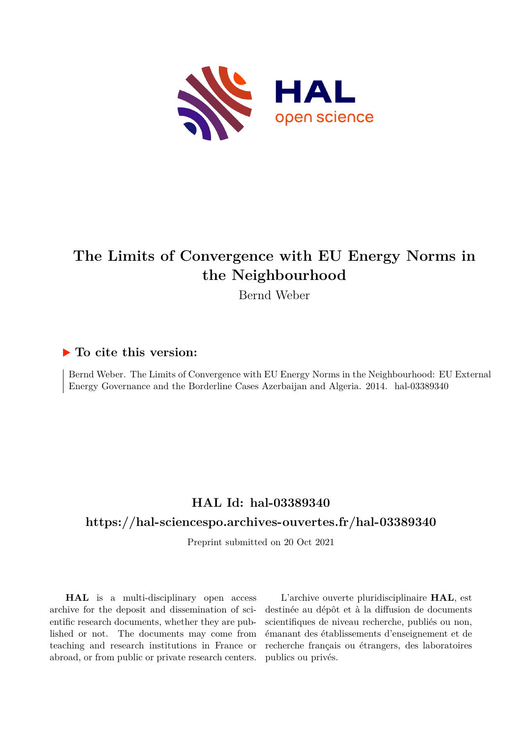# The Limits of Convergence with EU Energy Norms in the Neighbourhood

Bernd Weber

## ▶ To cite this version:

Bernd Weber. The Limits of Convergence with EU Energy Norms in the Neighbourhood: EU External Energy Governance and the Borderline Cases Azerbaijan and Algeria. 2014. hal-03389340

## HAL Id: hal-03389340

## https://hal-sciencespo.archives-ouvertes.fr/hal-03389340

Preprint submitted on 20 Oct 2021

**HAL** is a multi-disciplinary open access archive for the deposit and dissemination of scientific research documents, whether they are published or not. The documents may come from teaching and research institutions in France or abroad, or from public or private research centers.

L'archive ouverte pluridisciplinaire **HAL**, est destinée au dépôt et à la diffusion de documents scientifiques de niveau recherche, publiés ou non, émanant des établissements d'enseignement et de recherche français ou étrangers, des laboratoires publics ou privés.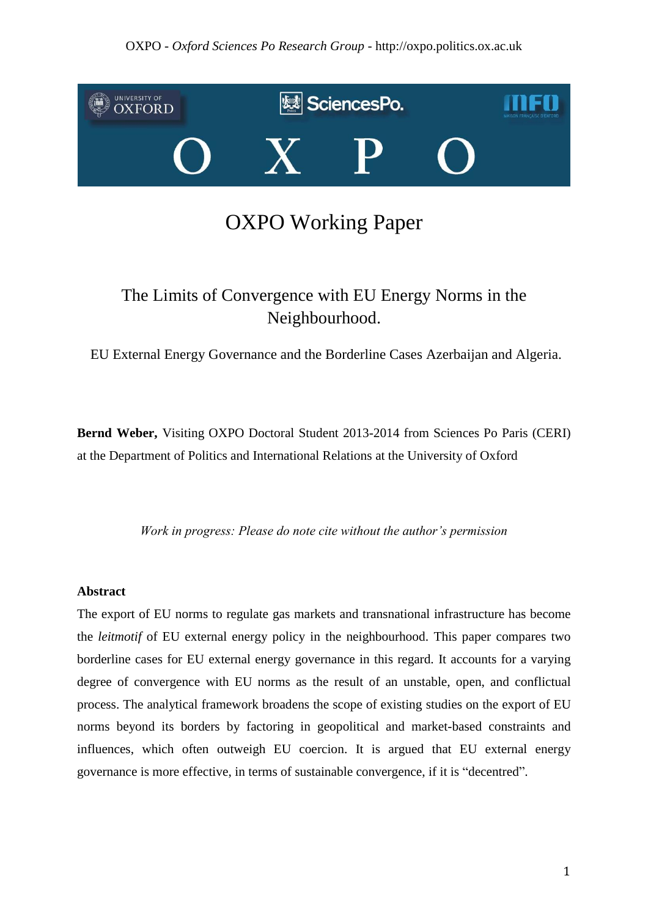# OXPO Working Paper

## The Limits of Convergence with EU Energy Norms in the Neighbourhood.

EU External Energy Governance and the Borderline Cases Azerbaijan and Algeria.

**Bernd Weber,** Visiting OXPO Doctoral Student 2013-2014 from Sciences Po Paris (CERI) at the Department of Politics and International Relations at the University of Oxford

*Work in progress: Please do note cite without the author's permission*

**Abstract**

The export of EU norms to regulate gas markets and transnational infrastructure has become the *leitmotif* of EU external energy policy in the neighbourhood. This paper compares two borderline cases for EU external energy governance in this regard. It accounts for a varying degree of convergence with EU norms as the result of an unstable, open, and conflictual process. The analytical framework broadens the scope of existing studies on the export of EU norms beyond its borders by factoring in geopolitical and market-based constraints and influences, which often outweigh EU coercion. It is argued that EU external energy governance is more effective, in terms of sustainable convergence, if it is "decentred".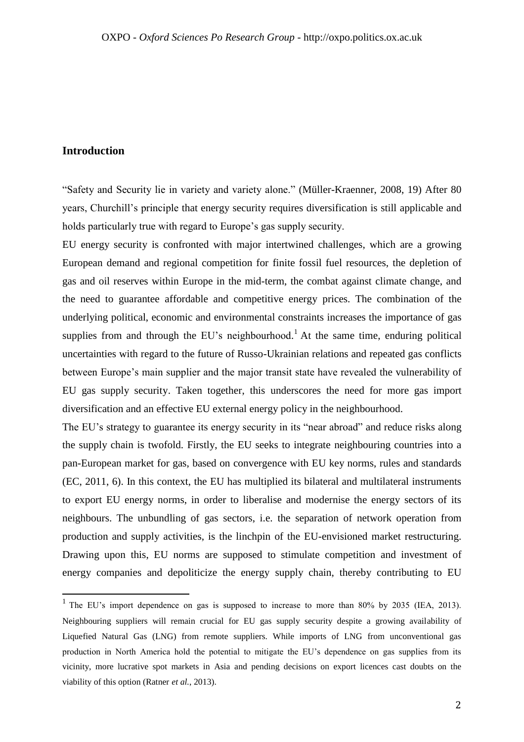## Introduction

"Safety and Security lie in variety and variety alone." (Müller-Kraenner, 2008, 19) After 80 years, Churchill's principle that energy security requires diversification is still applicable and holds particularly true with regard to Europe's gas supply security.

EU energy security is confronted with major intertwined challenges, which are a growing European demand and regional competition for finite fossil fuel resources, the depletion of gas and oil reserves within Europe in the mid-term, the combat against climate change, and the need to guarantee affordable and competitive energy prices. The combination of the underlying political, economic and environmental constraints increases the importance of gas supplies from and through the EU's neighbourhood.[1] At the same time, enduring political uncertainties with regard to the future of Russo-Ukrainian relations and repeated gas conflicts between Europe's main supplier and the major transit state have revealed the vulnerability of EU gas supply security. Taken together, this underscores the need for more gas import diversification and an effective EU external energy policy in the neighbourhood.

The EU's strategy to guarantee its energy security in its "near abroad" and reduce risks along the supply chain is twofold. Firstly, the EU seeks to integrate neighbouring countries into a pan-European market for gas, based on convergence with EU key norms, rules and standards (EC, 2011, 6). In this context, the EU has multiplied its bilateral and multilateral instruments to export EU energy norms, in order to liberalise and modernise the energy sectors of its neighbours. The unbundling of gas sectors, i.e. the separation of network operation from production and supply activities, is the linchpin of the EU-envisioned market restructuring. Drawing upon this, EU norms are supposed to stimulate competition and investment of energy companies and depoliticize the energy supply chain, thereby contributing to EU

[1] The EU's import dependence on gas is supposed to increase to more than 80% by 2035 (IEA, 2013). Neighbouring suppliers will remain crucial for EU gas supply security despite a growing availability of Liquefied Natural Gas (LNG) from remote suppliers. While imports of LNG from unconventional gas production in North America hold the potential to mitigate the EU's dependence on gas supplies from its vicinity, more lucrative spot markets in Asia and pending decisions on export licences cast doubts on the viability of this option (Ratner *et al.*, 2013).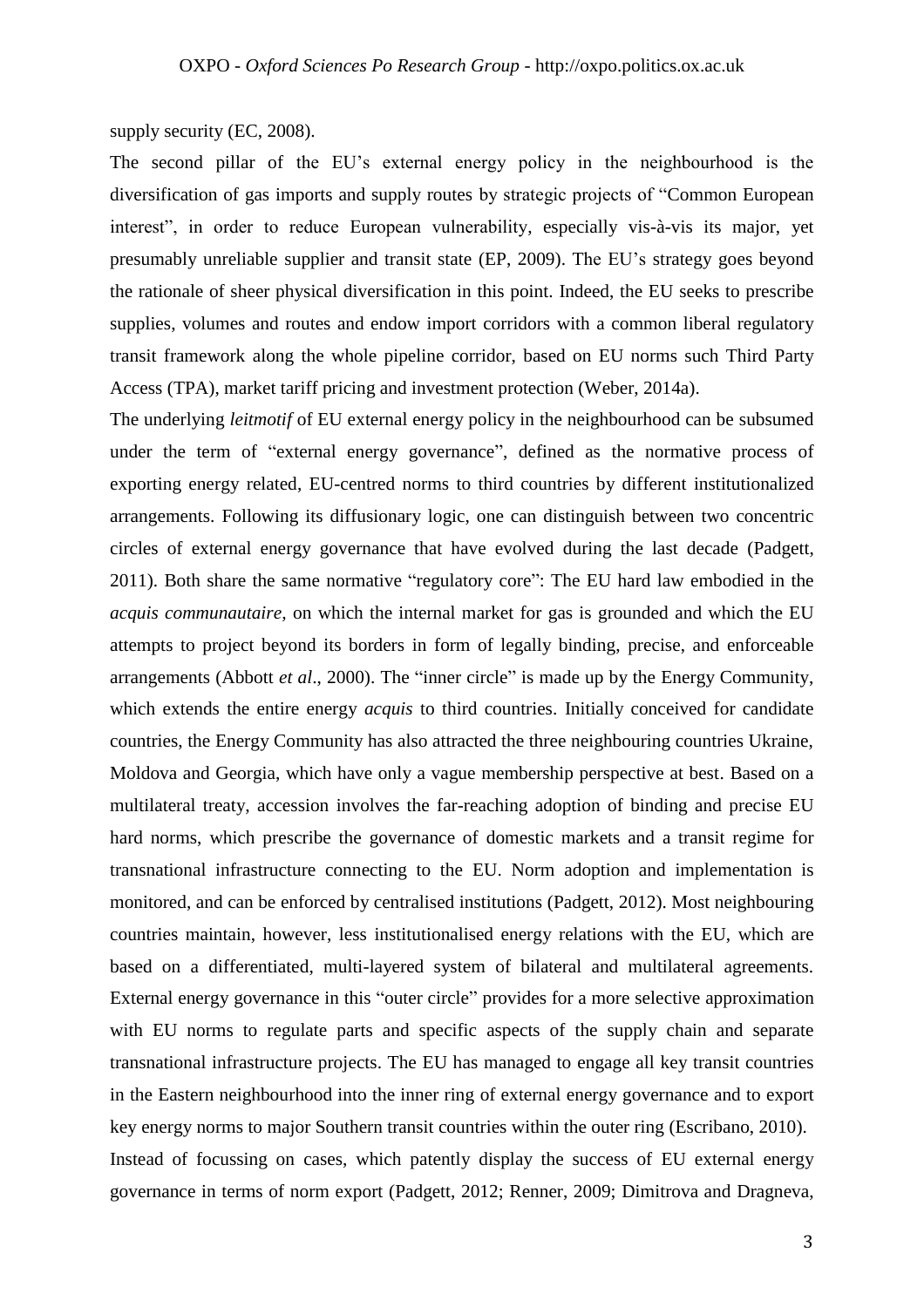supply security (EC, 2008).

The second pillar of the EU's external energy policy in the neighbourhood is the diversification of gas imports and supply routes by strategic projects of "Common European interest", in order to reduce European vulnerability, especially vis-à-vis its major, yet presumably unreliable supplier and transit state (EP, 2009). The EU's strategy goes beyond the rationale of sheer physical diversification in this point. Indeed, the EU seeks to prescribe supplies, volumes and routes and endow import corridors with a common liberal regulatory transit framework along the whole pipeline corridor, based on EU norms such Third Party Access (TPA), market tariff pricing and investment protection (Weber, 2014a).

The underlying *leitmotif* of EU external energy policy in the neighbourhood can be subsumed under the term of "external energy governance", defined as the normative process of exporting energy related, EU-centred norms to third countries by different institutionalized arrangements. Following its diffusionary logic, one can distinguish between two concentric circles of external energy governance that have evolved during the last decade (Padgett, 2011). Both share the same normative "regulatory core": The EU hard law embodied in the *acquis communautaire*, on which the internal market for gas is grounded and which the EU attempts to project beyond its borders in form of legally binding, precise, and enforceable arrangements (Abbott *et al*., 2000). The "inner circle" is made up by the Energy Community, which extends the entire energy *acquis* to third countries. Initially conceived for candidate countries, the Energy Community has also attracted the three neighbouring countries Ukraine, Moldova and Georgia, which have only a vague membership perspective at best. Based on a multilateral treaty, accession involves the far-reaching adoption of binding and precise EU hard norms, which prescribe the governance of domestic markets and a transit regime for transnational infrastructure connecting to the EU. Norm adoption and implementation is monitored, and can be enforced by centralised institutions (Padgett, 2012). Most neighbouring countries maintain, however, less institutionalised energy relations with the EU, which are based on a differentiated, multi-layered system of bilateral and multilateral agreements. External energy governance in this "outer circle" provides for a more selective approximation with EU norms to regulate parts and specific aspects of the supply chain and separate transnational infrastructure projects. The EU has managed to engage all key transit countries in the Eastern neighbourhood into the inner ring of external energy governance and to export key energy norms to major Southern transit countries within the outer ring (Escribano, 2010).

Instead of focussing on cases, which patently display the success of EU external energy governance in terms of norm export (Padgett, 2012; Renner, 2009; Dimitrova and Dragneva,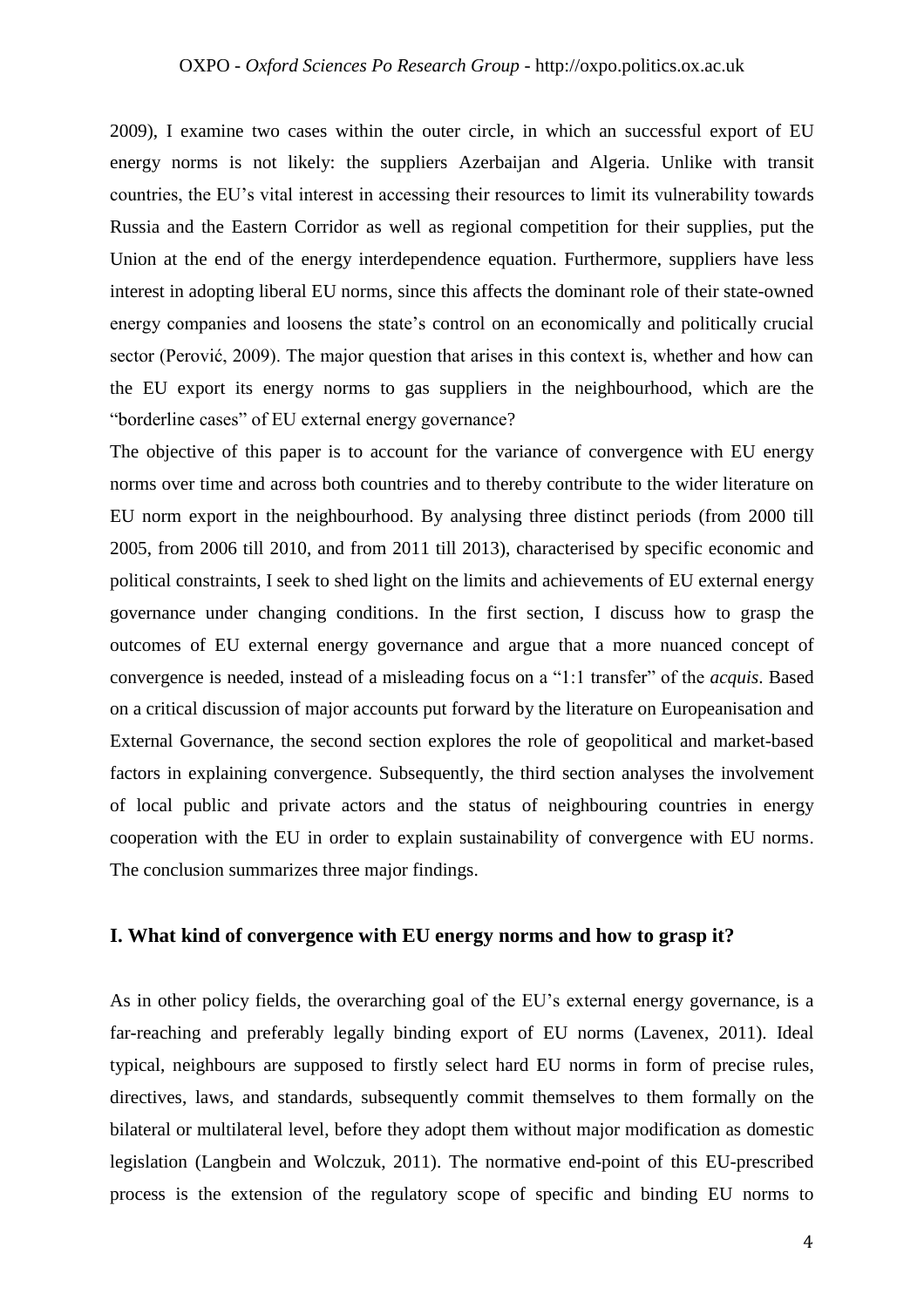2009), I examine two cases within the outer circle, in which an successful export of EU energy norms is not likely: the suppliers Azerbaijan and Algeria. Unlike with transit countries, the EU's vital interest in accessing their resources to limit its vulnerability towards Russia and the Eastern Corridor as well as regional competition for their supplies, put the Union at the end of the energy interdependence equation. Furthermore, suppliers have less interest in adopting liberal EU norms, since this affects the dominant role of their state-owned energy companies and loosens the state's control on an economically and politically crucial sector (Perović, 2009). The major question that arises in this context is, whether and how can the EU export its energy norms to gas suppliers in the neighbourhood, which are the "borderline cases" of EU external energy governance?

The objective of this paper is to account for the variance of convergence with EU energy norms over time and across both countries and to thereby contribute to the wider literature on EU norm export in the neighbourhood. By analysing three distinct periods (from 2000 till 2005, from 2006 till 2010, and from 2011 till 2013), characterised by specific economic and political constraints, I seek to shed light on the limits and achievements of EU external energy governance under changing conditions. In the first section, I discuss how to grasp the outcomes of EU external energy governance and argue that a more nuanced concept of convergence is needed, instead of a misleading focus on a "1:1 transfer" of the *acquis*. Based on a critical discussion of major accounts put forward by the literature on Europeanisation and External Governance, the second section explores the role of geopolitical and market-based factors in explaining convergence. Subsequently, the third section analyses the involvement of local public and private actors and the status of neighbouring countries in energy cooperation with the EU in order to explain sustainability of convergence with EU norms. The conclusion summarizes three major findings.

## I. What kind of convergence with EU energy norms and how to grasp it?

As in other policy fields, the overarching goal of the EU's external energy governance, is a far-reaching and preferably legally binding export of EU norms (Lavenex, 2011). Ideal typical, neighbours are supposed to firstly select hard EU norms in form of precise rules, directives, laws, and standards, subsequently commit themselves to them formally on the bilateral or multilateral level, before they adopt them without major modification as domestic legislation (Langbein and Wolczuk, 2011). The normative end-point of this EU-prescribed process is the extension of the regulatory scope of specific and binding EU norms to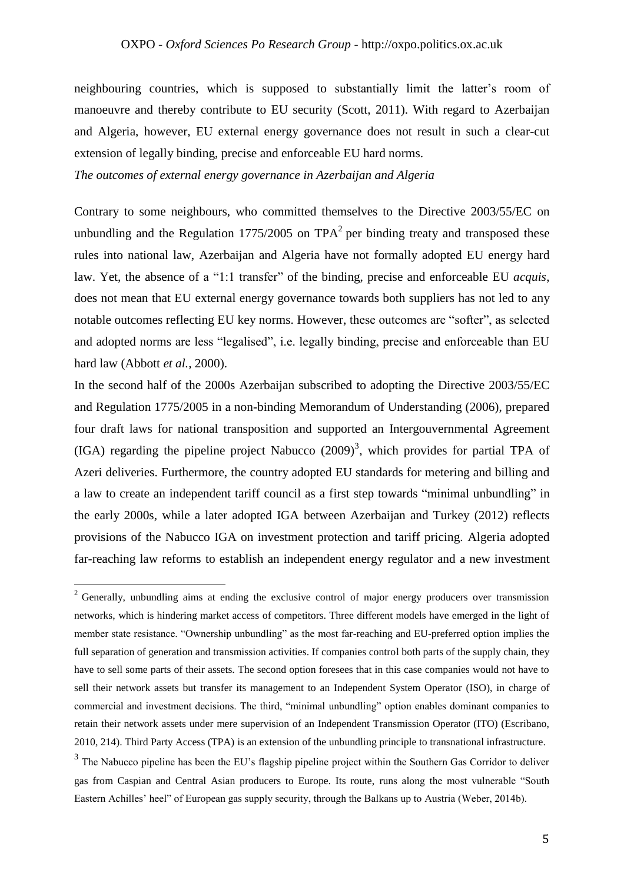neighbouring countries, which is supposed to substantially limit the latter's room of manoeuvre and thereby contribute to EU security (Scott, 2011). With regard to Azerbaijan and Algeria, however, EU external energy governance does not result in such a clear-cut extension of legally binding, precise and enforceable EU hard norms.

*The outcomes of external energy governance in Azerbaijan and Algeria*

Contrary to some neighbours, who committed themselves to the Directive 2003/55/EC on unbundling and the Regulation 1775/2005 on TPA[2] per binding treaty and transposed these rules into national law, Azerbaijan and Algeria have not formally adopted EU energy hard law. Yet, the absence of a "1:1 transfer" of the binding, precise and enforceable EU *acquis*, does not mean that EU external energy governance towards both suppliers has not led to any notable outcomes reflecting EU key norms. However, these outcomes are "softer", as selected and adopted norms are less "legalised", i.e. legally binding, precise and enforceable than EU hard law (Abbott *et al.*, 2000).

In the second half of the 2000s Azerbaijan subscribed to adopting the Directive 2003/55/EC and Regulation 1775/2005 in a non-binding Memorandum of Understanding (2006), prepared four draft laws for national transposition and supported an Intergouvernmental Agreement (IGA) regarding the pipeline project Nabucco (2009)[3], which provides for partial TPA of Azeri deliveries. Furthermore, the country adopted EU standards for metering and billing and a law to create an independent tariff council as a first step towards "minimal unbundling" in the early 2000s, while a later adopted IGA between Azerbaijan and Turkey (2012) reflects provisions of the Nabucco IGA on investment protection and tariff pricing. Algeria adopted far-reaching law reforms to establish an independent energy regulator and a new investment

[2] Generally, unbundling aims at ending the exclusive control of major energy producers over transmission networks, which is hindering market access of competitors. Three different models have emerged in the light of member state resistance. "Ownership unbundling" as the most far-reaching and EU-preferred option implies the full separation of generation and transmission activities. If companies control both parts of the supply chain, they have to sell some parts of their assets. The second option foresees that in this case companies would not have to sell their network assets but transfer its management to an Independent System Operator (ISO), in charge of commercial and investment decisions. The third, "minimal unbundling" option enables dominant companies to retain their network assets under mere supervision of an Independent Transmission Operator (ITO) (Escribano, 2010, 214). Third Party Access (TPA) is an extension of the unbundling principle to transnational infrastructure.

[3] The Nabucco pipeline has been the EU's flagship pipeline project within the Southern Gas Corridor to deliver gas from Caspian and Central Asian producers to Europe. Its route, runs along the most vulnerable "South Eastern Achilles' heel" of European gas supply security, through the Balkans up to Austria (Weber, 2014b).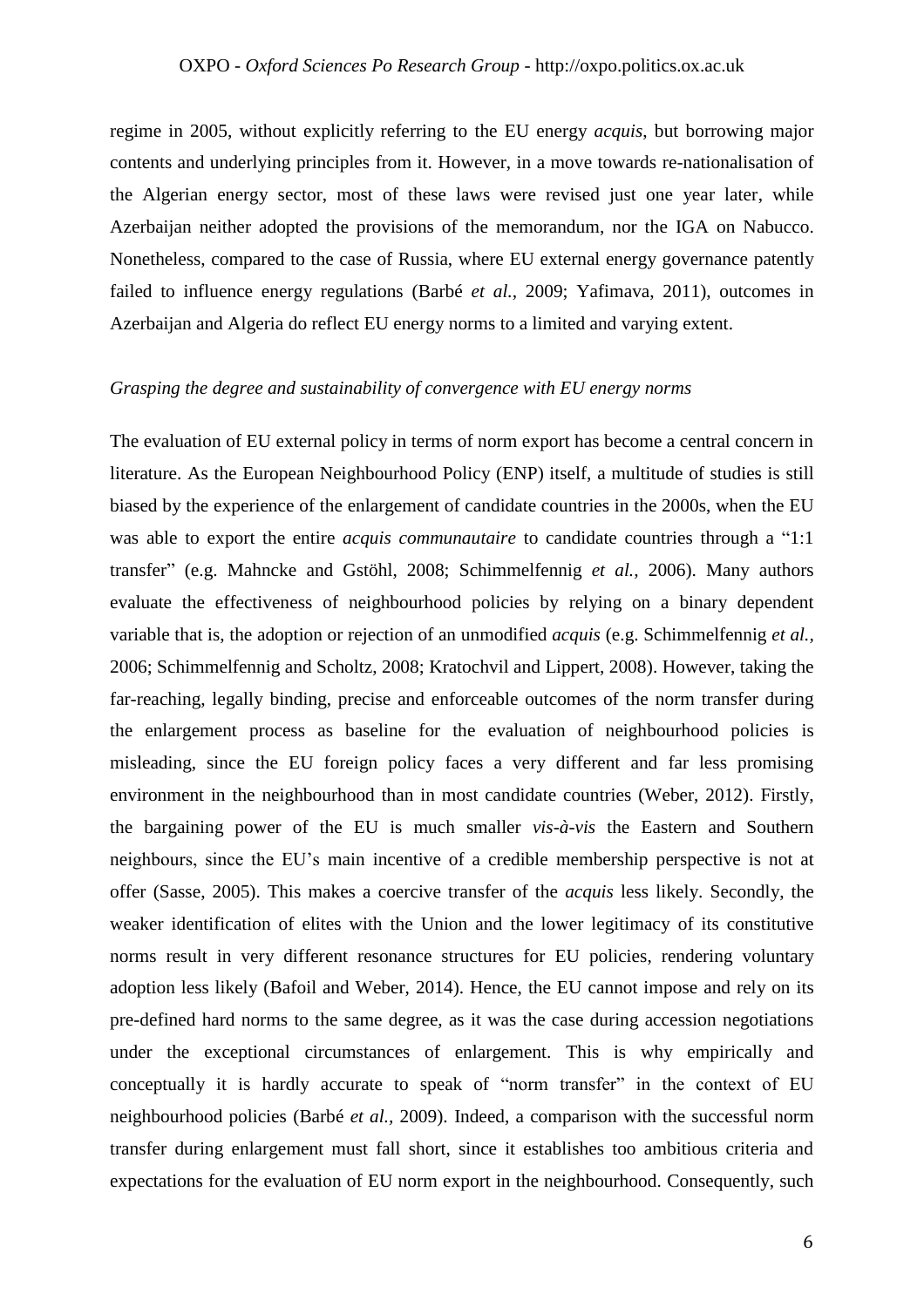regime in 2005, without explicitly referring to the EU energy *acquis*, but borrowing major contents and underlying principles from it. However, in a move towards re-nationalisation of the Algerian energy sector, most of these laws were revised just one year later, while Azerbaijan neither adopted the provisions of the memorandum, nor the IGA on Nabucco. Nonetheless, compared to the case of Russia, where EU external energy governance patently failed to influence energy regulations (Barbé *et al.*, 2009; Yafimava, 2011), outcomes in Azerbaijan and Algeria do reflect EU energy norms to a limited and varying extent.

*Grasping the degree and sustainability of convergence with EU energy norms*

The evaluation of EU external policy in terms of norm export has become a central concern in literature. As the European Neighbourhood Policy (ENP) itself, a multitude of studies is still biased by the experience of the enlargement of candidate countries in the 2000s, when the EU was able to export the entire *acquis communautaire* to candidate countries through a "1:1 transfer" (e.g. Mahncke and Gstöhl, 2008; Schimmelfennig *et al.*, 2006). Many authors evaluate the effectiveness of neighbourhood policies by relying on a binary dependent variable that is, the adoption or rejection of an unmodified *acquis* (e.g. Schimmelfennig *et al.*, 2006; Schimmelfennig and Scholtz, 2008; Kratochvil and Lippert, 2008). However, taking the far-reaching, legally binding, precise and enforceable outcomes of the norm transfer during the enlargement process as baseline for the evaluation of neighbourhood policies is misleading, since the EU foreign policy faces a very different and far less promising environment in the neighbourhood than in most candidate countries (Weber, 2012). Firstly, the bargaining power of the EU is much smaller *vis-à-vis* the Eastern and Southern neighbours, since the EU's main incentive of a credible membership perspective is not at offer (Sasse, 2005). This makes a coercive transfer of the *acquis* less likely. Secondly, the weaker identification of elites with the Union and the lower legitimacy of its constitutive norms result in very different resonance structures for EU policies, rendering voluntary adoption less likely (Bafoil and Weber, 2014). Hence, the EU cannot impose and rely on its pre-defined hard norms to the same degree, as it was the case during accession negotiations under the exceptional circumstances of enlargement. This is why empirically and conceptually it is hardly accurate to speak of "norm transfer" in the context of EU neighbourhood policies (Barbé *et al.*, 2009). Indeed, a comparison with the successful norm transfer during enlargement must fall short, since it establishes too ambitious criteria and expectations for the evaluation of EU norm export in the neighbourhood. Consequently, such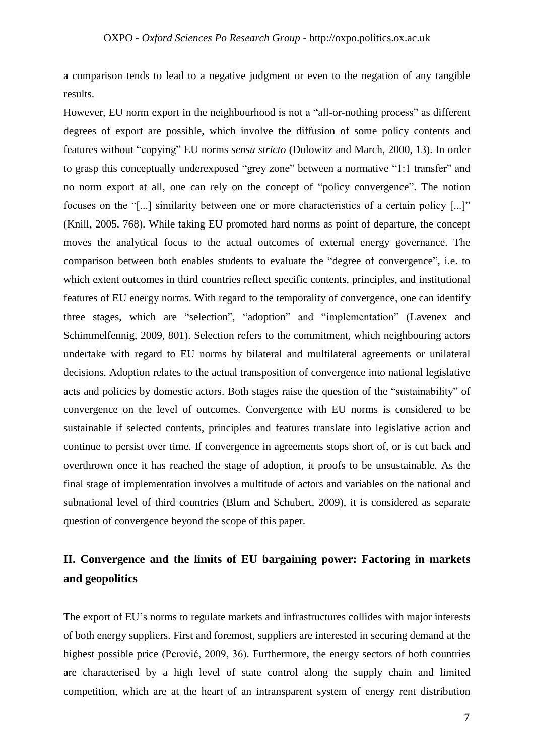a comparison tends to lead to a negative judgment or even to the negation of any tangible results.

However, EU norm export in the neighbourhood is not a "all-or-nothing process" as different degrees of export are possible, which involve the diffusion of some policy contents and features without "copying" EU norms *sensu stricto* (Dolowitz and March, 2000, 13). In order to grasp this conceptually underexposed "grey zone" between a normative "1:1 transfer" and no norm export at all, one can rely on the concept of "policy convergence". The notion focuses on the "[...] similarity between one or more characteristics of a certain policy [...]" (Knill, 2005, 768). While taking EU promoted hard norms as point of departure, the concept moves the analytical focus to the actual outcomes of external energy governance. The comparison between both enables students to evaluate the "degree of convergence", i.e. to which extent outcomes in third countries reflect specific contents, principles, and institutional features of EU energy norms. With regard to the temporality of convergence, one can identify three stages, which are "selection", "adoption" and "implementation" (Lavenex and Schimmelfennig, 2009, 801). Selection refers to the commitment, which neighbouring actors undertake with regard to EU norms by bilateral and multilateral agreements or unilateral decisions. Adoption relates to the actual transposition of convergence into national legislative acts and policies by domestic actors. Both stages raise the question of the "sustainability" of convergence on the level of outcomes. Convergence with EU norms is considered to be sustainable if selected contents, principles and features translate into legislative action and continue to persist over time. If convergence in agreements stops short of, or is cut back and overthrown once it has reached the stage of adoption, it proofs to be unsustainable. As the final stage of implementation involves a multitude of actors and variables on the national and subnational level of third countries (Blum and Schubert, 2009), it is considered as separate question of convergence beyond the scope of this paper.

## II. Convergence and the limits of EU bargaining power: Factoring in markets and geopolitics

The export of EU's norms to regulate markets and infrastructures collides with major interests of both energy suppliers. First and foremost, suppliers are interested in securing demand at the highest possible price (Perović, 2009, 36). Furthermore, the energy sectors of both countries are characterised by a high level of state control along the supply chain and limited competition, which are at the heart of an intransparent system of energy rent distribution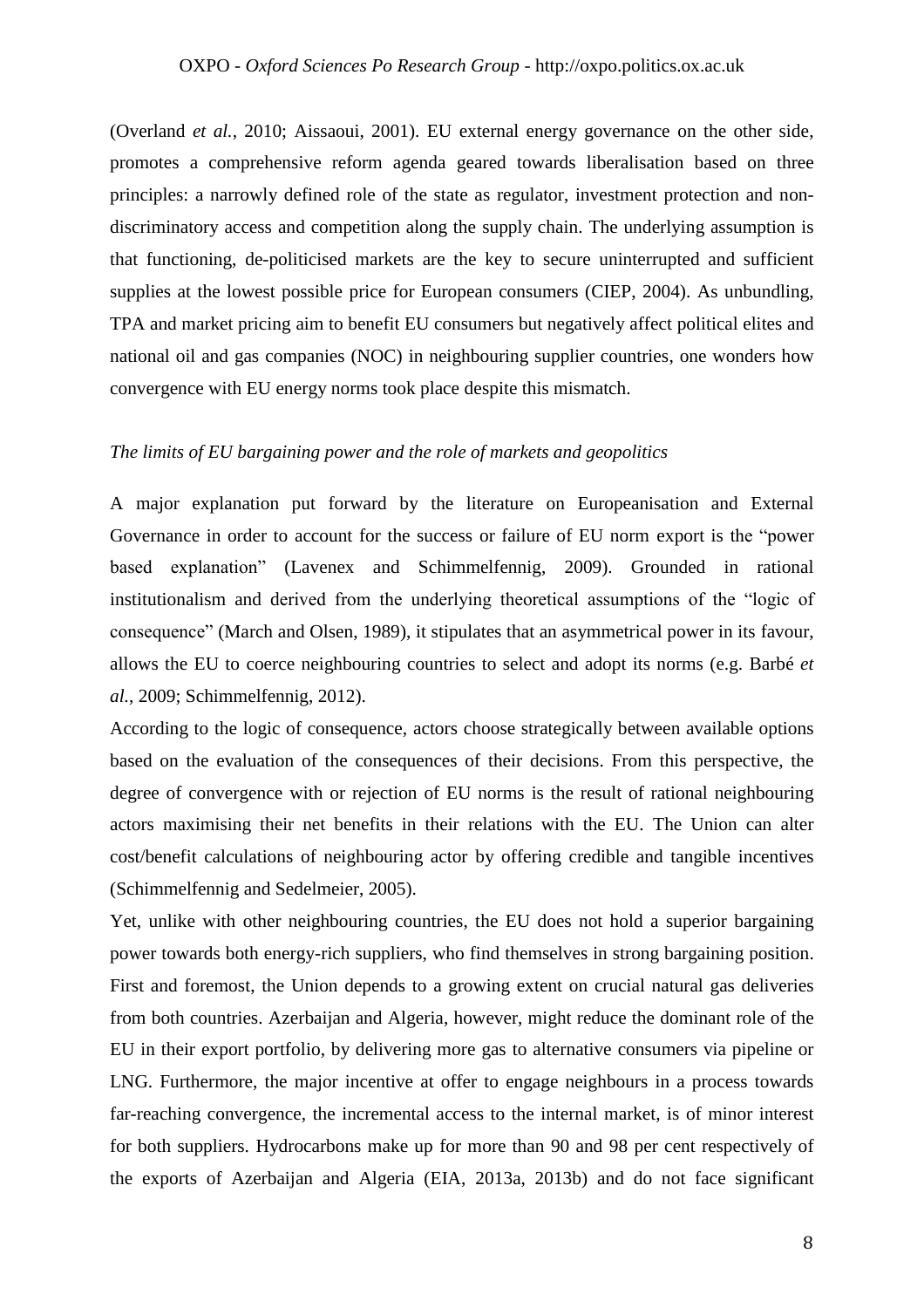(Overland *et al.*, 2010; Aissaoui, 2001). EU external energy governance on the other side, promotes a comprehensive reform agenda geared towards liberalisation based on three principles: a narrowly defined role of the state as regulator, investment protection and non-discriminatory access and competition along the supply chain. The underlying assumption is that functioning, de-politicised markets are the key to secure uninterrupted and sufficient supplies at the lowest possible price for European consumers (CIEP, 2004). As unbundling, TPA and market pricing aim to benefit EU consumers but negatively affect political elites and national oil and gas companies (NOC) in neighbouring supplier countries, one wonders how convergence with EU energy norms took place despite this mismatch.

*The limits of EU bargaining power and the role of markets and geopolitics*

A major explanation put forward by the literature on Europeanisation and External Governance in order to account for the success or failure of EU norm export is the "power based explanation" (Lavenex and Schimmelfennig, 2009). Grounded in rational institutionalism and derived from the underlying theoretical assumptions of the "logic of consequence" (March and Olsen, 1989), it stipulates that an asymmetrical power in its favour, allows the EU to coerce neighbouring countries to select and adopt its norms (e.g. Barbé *et al.*, 2009; Schimmelfennig, 2012).

According to the logic of consequence, actors choose strategically between available options based on the evaluation of the consequences of their decisions. From this perspective, the degree of convergence with or rejection of EU norms is the result of rational neighbouring actors maximising their net benefits in their relations with the EU. The Union can alter cost/benefit calculations of neighbouring actor by offering credible and tangible incentives (Schimmelfennig and Sedelmeier, 2005).

Yet, unlike with other neighbouring countries, the EU does not hold a superior bargaining power towards both energy-rich suppliers, who find themselves in strong bargaining position. First and foremost, the Union depends to a growing extent on crucial natural gas deliveries from both countries. Azerbaijan and Algeria, however, might reduce the dominant role of the EU in their export portfolio, by delivering more gas to alternative consumers via pipeline or LNG. Furthermore, the major incentive at offer to engage neighbours in a process towards far-reaching convergence, the incremental access to the internal market, is of minor interest for both suppliers. Hydrocarbons make up for more than 90 and 98 per cent respectively of the exports of Azerbaijan and Algeria (EIA, 2013a, 2013b) and do not face significant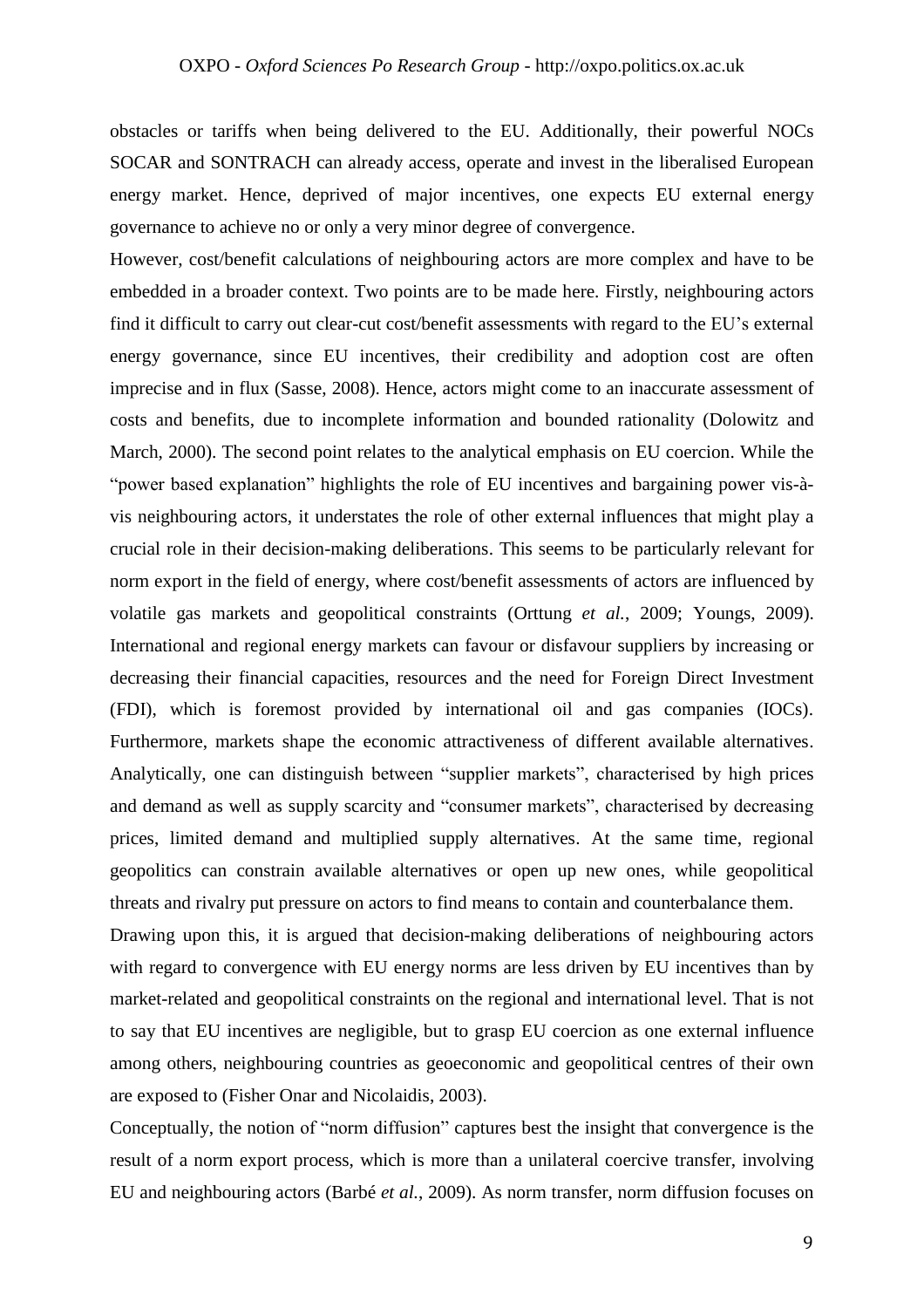obstacles or tariffs when being delivered to the EU. Additionally, their powerful NOCs SOCAR and SONTRACH can already access, operate and invest in the liberalised European energy market. Hence, deprived of major incentives, one expects EU external energy governance to achieve no or only a very minor degree of convergence.

However, cost/benefit calculations of neighbouring actors are more complex and have to be embedded in a broader context. Two points are to be made here. Firstly, neighbouring actors find it difficult to carry out clear-cut cost/benefit assessments with regard to the EU's external energy governance, since EU incentives, their credibility and adoption cost are often imprecise and in flux (Sasse, 2008). Hence, actors might come to an inaccurate assessment of costs and benefits, due to incomplete information and bounded rationality (Dolowitz and March, 2000). The second point relates to the analytical emphasis on EU coercion. While the "power based explanation" highlights the role of EU incentives and bargaining power vis-à-vis neighbouring actors, it understates the role of other external influences that might play a crucial role in their decision-making deliberations. This seems to be particularly relevant for norm export in the field of energy, where cost/benefit assessments of actors are influenced by volatile gas markets and geopolitical constraints (Orttung *et al.*, 2009; Youngs, 2009). International and regional energy markets can favour or disfavour suppliers by increasing or decreasing their financial capacities, resources and the need for Foreign Direct Investment (FDI), which is foremost provided by international oil and gas companies (IOCs). Furthermore, markets shape the economic attractiveness of different available alternatives. Analytically, one can distinguish between "supplier markets", characterised by high prices and demand as well as supply scarcity and "consumer markets", characterised by decreasing prices, limited demand and multiplied supply alternatives. At the same time, regional geopolitics can constrain available alternatives or open up new ones, while geopolitical threats and rivalry put pressure on actors to find means to contain and counterbalance them.

Drawing upon this, it is argued that decision-making deliberations of neighbouring actors with regard to convergence with EU energy norms are less driven by EU incentives than by market-related and geopolitical constraints on the regional and international level. That is not to say that EU incentives are negligible, but to grasp EU coercion as one external influence among others, neighbouring countries as geoeconomic and geopolitical centres of their own are exposed to (Fisher Onar and Nicolaidis, 2003).

Conceptually, the notion of "norm diffusion" captures best the insight that convergence is the result of a norm export process, which is more than a unilateral coercive transfer, involving EU and neighbouring actors (Barbé *et al.*, 2009). As norm transfer, norm diffusion focuses on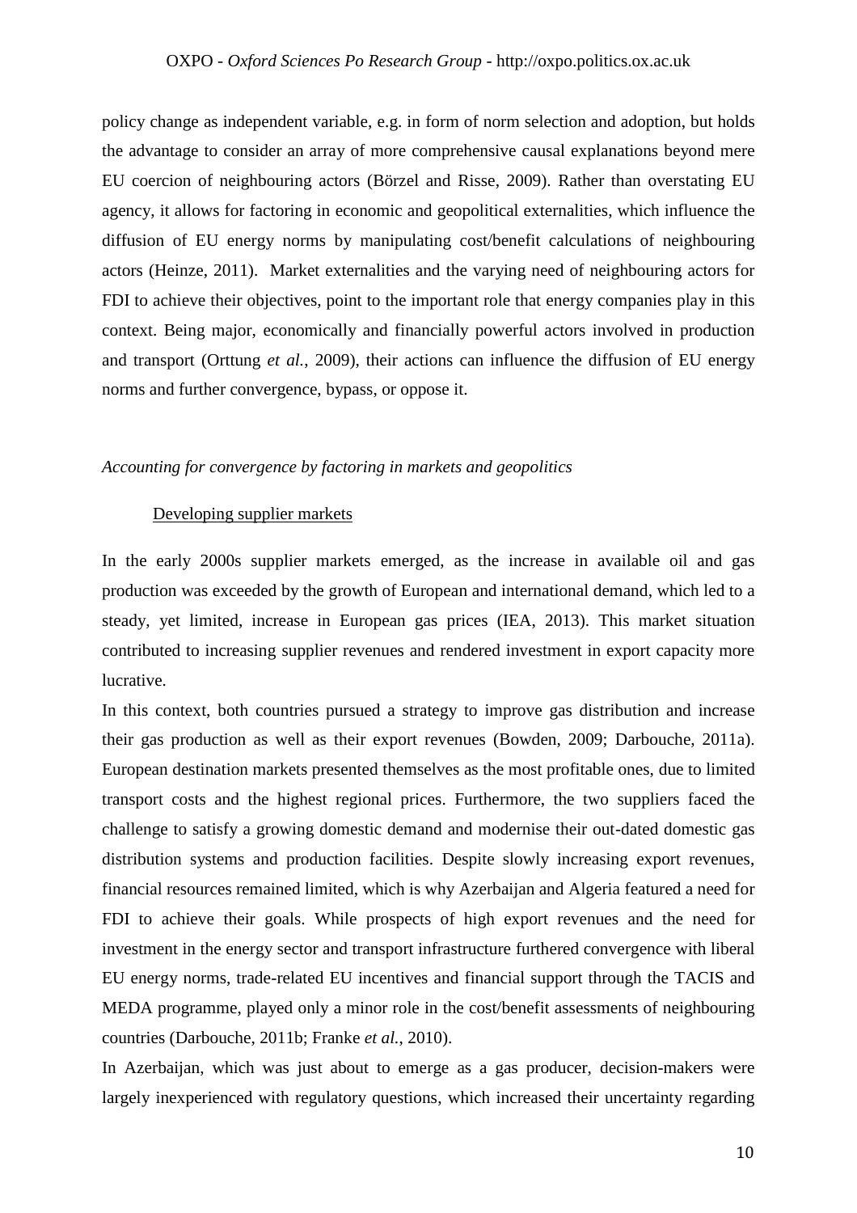policy change as independent variable, e.g. in form of norm selection and adoption, but holds the advantage to consider an array of more comprehensive causal explanations beyond mere EU coercion of neighbouring actors (Börzel and Risse, 2009). Rather than overstating EU agency, it allows for factoring in economic and geopolitical externalities, which influence the diffusion of EU energy norms by manipulating cost/benefit calculations of neighbouring actors (Heinze, 2011). Market externalities and the varying need of neighbouring actors for FDI to achieve their objectives, point to the important role that energy companies play in this context. Being major, economically and financially powerful actors involved in production and transport (Orttung *et al.*, 2009), their actions can influence the diffusion of EU energy norms and further convergence, bypass, or oppose it.

### *Accounting for convergence by factoring in markets and geopolitics*

#### Developing supplier markets

In the early 2000s supplier markets emerged, as the increase in available oil and gas production was exceeded by the growth of European and international demand, which led to a steady, yet limited, increase in European gas prices (IEA, 2013). This market situation contributed to increasing supplier revenues and rendered investment in export capacity more lucrative.

In this context, both countries pursued a strategy to improve gas distribution and increase their gas production as well as their export revenues (Bowden, 2009; Darbouche, 2011a). European destination markets presented themselves as the most profitable ones, due to limited transport costs and the highest regional prices. Furthermore, the two suppliers faced the challenge to satisfy a growing domestic demand and modernise their out-dated domestic gas distribution systems and production facilities. Despite slowly increasing export revenues, financial resources remained limited, which is why Azerbaijan and Algeria featured a need for FDI to achieve their goals. While prospects of high export revenues and the need for investment in the energy sector and transport infrastructure furthered convergence with liberal EU energy norms, trade-related EU incentives and financial support through the TACIS and MEDA programme, played only a minor role in the cost/benefit assessments of neighbouring countries (Darbouche, 2011b; Franke *et al.*, 2010).

In Azerbaijan, which was just about to emerge as a gas producer, decision-makers were largely inexperienced with regulatory questions, which increased their uncertainty regarding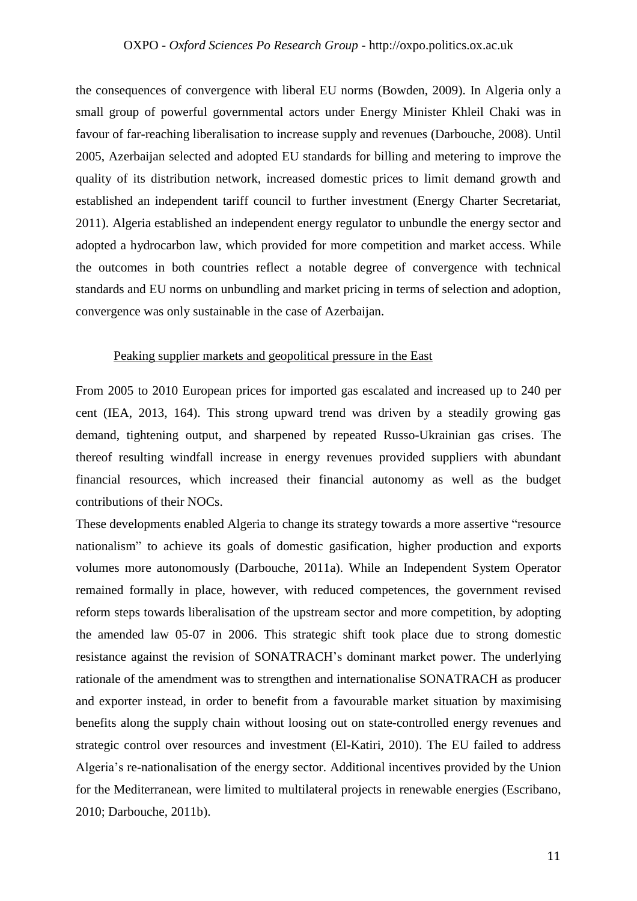the consequences of convergence with liberal EU norms (Bowden, 2009). In Algeria only a small group of powerful governmental actors under Energy Minister Khleil Chaki was in favour of far-reaching liberalisation to increase supply and revenues (Darbouche, 2008). Until 2005, Azerbaijan selected and adopted EU standards for billing and metering to improve the quality of its distribution network, increased domestic prices to limit demand growth and established an independent tariff council to further investment (Energy Charter Secretariat, 2011). Algeria established an independent energy regulator to unbundle the energy sector and adopted a hydrocarbon law, which provided for more competition and market access. While the outcomes in both countries reflect a notable degree of convergence with technical standards and EU norms on unbundling and market pricing in terms of selection and adoption, convergence was only sustainable in the case of Azerbaijan.

Peaking supplier markets and geopolitical pressure in the East

From 2005 to 2010 European prices for imported gas escalated and increased up to 240 per cent (IEA, 2013, 164). This strong upward trend was driven by a steadily growing gas demand, tightening output, and sharpened by repeated Russo-Ukrainian gas crises. The thereof resulting windfall increase in energy revenues provided suppliers with abundant financial resources, which increased their financial autonomy as well as the budget contributions of their NOCs.

These developments enabled Algeria to change its strategy towards a more assertive "resource nationalism" to achieve its goals of domestic gasification, higher production and exports volumes more autonomously (Darbouche, 2011a). While an Independent System Operator remained formally in place, however, with reduced competences, the government revised reform steps towards liberalisation of the upstream sector and more competition, by adopting the amended law 05-07 in 2006. This strategic shift took place due to strong domestic resistance against the revision of SONATRACH's dominant market power. The underlying rationale of the amendment was to strengthen and internationalise SONATRACH as producer and exporter instead, in order to benefit from a favourable market situation by maximising benefits along the supply chain without loosing out on state-controlled energy revenues and strategic control over resources and investment (El-Katiri, 2010). The EU failed to address Algeria's re-nationalisation of the energy sector. Additional incentives provided by the Union for the Mediterranean, were limited to multilateral projects in renewable energies (Escribano, 2010; Darbouche, 2011b).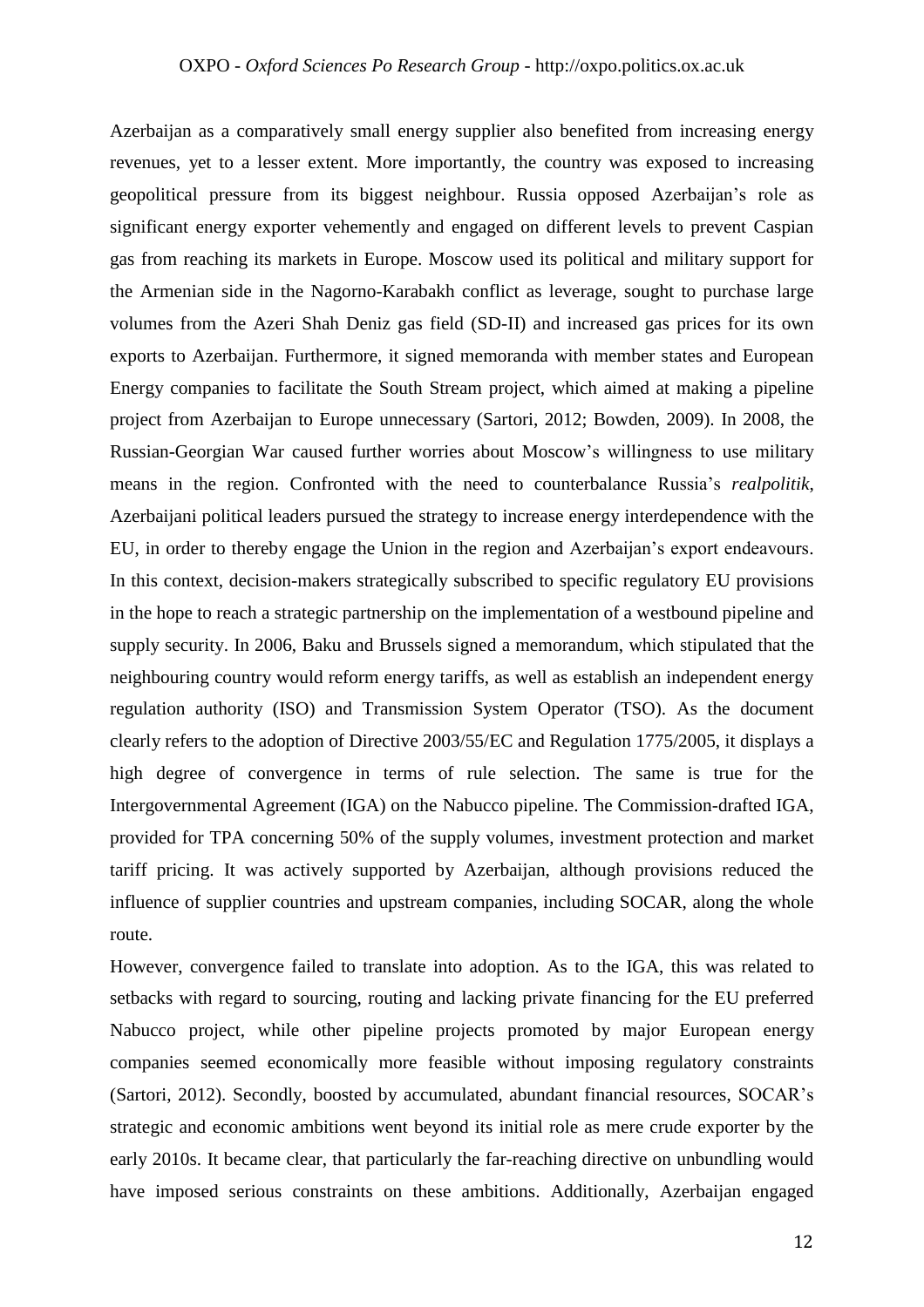Azerbaijan as a comparatively small energy supplier also benefited from increasing energy revenues, yet to a lesser extent. More importantly, the country was exposed to increasing geopolitical pressure from its biggest neighbour. Russia opposed Azerbaijan's role as significant energy exporter vehemently and engaged on different levels to prevent Caspian gas from reaching its markets in Europe. Moscow used its political and military support for the Armenian side in the Nagorno-Karabakh conflict as leverage, sought to purchase large volumes from the Azeri Shah Deniz gas field (SD-II) and increased gas prices for its own exports to Azerbaijan. Furthermore, it signed memoranda with member states and European Energy companies to facilitate the South Stream project, which aimed at making a pipeline project from Azerbaijan to Europe unnecessary (Sartori, 2012; Bowden, 2009). In 2008, the Russian-Georgian War caused further worries about Moscow's willingness to use military means in the region. Confronted with the need to counterbalance Russia's *realpolitik*, Azerbaijani political leaders pursued the strategy to increase energy interdependence with the EU, in order to thereby engage the Union in the region and Azerbaijan's export endeavours. In this context, decision-makers strategically subscribed to specific regulatory EU provisions in the hope to reach a strategic partnership on the implementation of a westbound pipeline and supply security. In 2006, Baku and Brussels signed a memorandum, which stipulated that the neighbouring country would reform energy tariffs, as well as establish an independent energy regulation authority (ISO) and Transmission System Operator (TSO). As the document clearly refers to the adoption of Directive 2003/55/EC and Regulation 1775/2005, it displays a high degree of convergence in terms of rule selection. The same is true for the Intergovernmental Agreement (IGA) on the Nabucco pipeline. The Commission-drafted IGA, provided for TPA concerning 50% of the supply volumes, investment protection and market tariff pricing. It was actively supported by Azerbaijan, although provisions reduced the influence of supplier countries and upstream companies, including SOCAR, along the whole route.

However, convergence failed to translate into adoption. As to the IGA, this was related to setbacks with regard to sourcing, routing and lacking private financing for the EU preferred Nabucco project, while other pipeline projects promoted by major European energy companies seemed economically more feasible without imposing regulatory constraints (Sartori, 2012). Secondly, boosted by accumulated, abundant financial resources, SOCAR's strategic and economic ambitions went beyond its initial role as mere crude exporter by the early 2010s. It became clear, that particularly the far-reaching directive on unbundling would have imposed serious constraints on these ambitions. Additionally, Azerbaijan engaged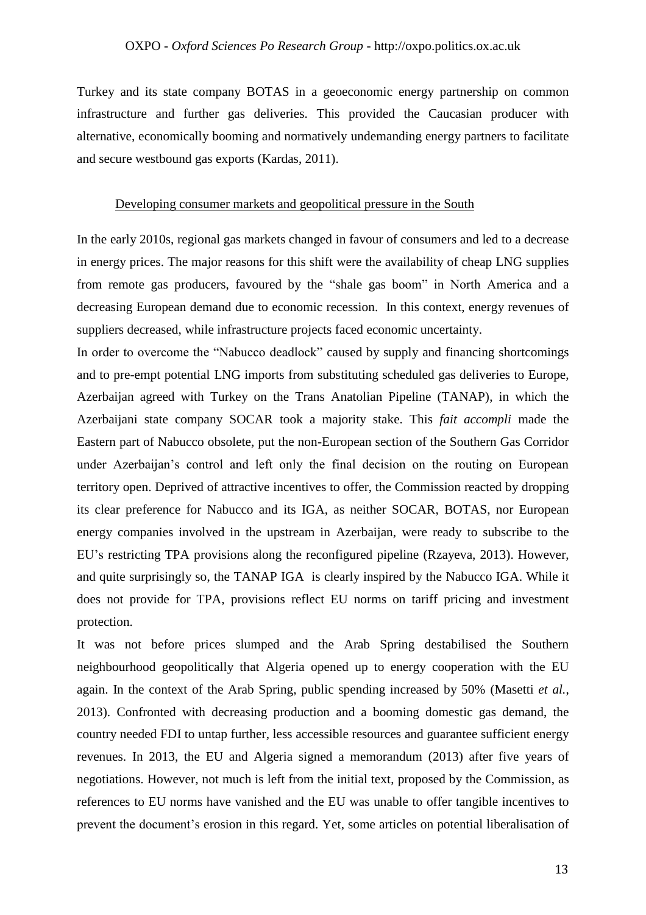Turkey and its state company BOTAS in a geoeconomic energy partnership on common infrastructure and further gas deliveries. This provided the Caucasian producer with alternative, economically booming and normatively undemanding energy partners to facilitate and secure westbound gas exports (Kardas, 2011).

### Developing consumer markets and geopolitical pressure in the South

In the early 2010s, regional gas markets changed in favour of consumers and led to a decrease in energy prices. The major reasons for this shift were the availability of cheap LNG supplies from remote gas producers, favoured by the "shale gas boom" in North America and a decreasing European demand due to economic recession. In this context, energy revenues of suppliers decreased, while infrastructure projects faced economic uncertainty.

In order to overcome the "Nabucco deadlock" caused by supply and financing shortcomings and to pre-empt potential LNG imports from substituting scheduled gas deliveries to Europe, Azerbaijan agreed with Turkey on the Trans Anatolian Pipeline (TANAP), in which the Azerbaijani state company SOCAR took a majority stake. This *fait accompli* made the Eastern part of Nabucco obsolete, put the non-European section of the Southern Gas Corridor under Azerbaijan's control and left only the final decision on the routing on European territory open. Deprived of attractive incentives to offer, the Commission reacted by dropping its clear preference for Nabucco and its IGA, as neither SOCAR, BOTAS, nor European energy companies involved in the upstream in Azerbaijan, were ready to subscribe to the EU's restricting TPA provisions along the reconfigured pipeline (Rzayeva, 2013). However, and quite surprisingly so, the TANAP IGA is clearly inspired by the Nabucco IGA. While it does not provide for TPA, provisions reflect EU norms on tariff pricing and investment protection.

It was not before prices slumped and the Arab Spring destabilised the Southern neighbourhood geopolitically that Algeria opened up to energy cooperation with the EU again. In the context of the Arab Spring, public spending increased by 50% (Masetti *et al.*, 2013). Confronted with decreasing production and a booming domestic gas demand, the country needed FDI to untap further, less accessible resources and guarantee sufficient energy revenues. In 2013, the EU and Algeria signed a memorandum (2013) after five years of negotiations. However, not much is left from the initial text, proposed by the Commission, as references to EU norms have vanished and the EU was unable to offer tangible incentives to prevent the document's erosion in this regard. Yet, some articles on potential liberalisation of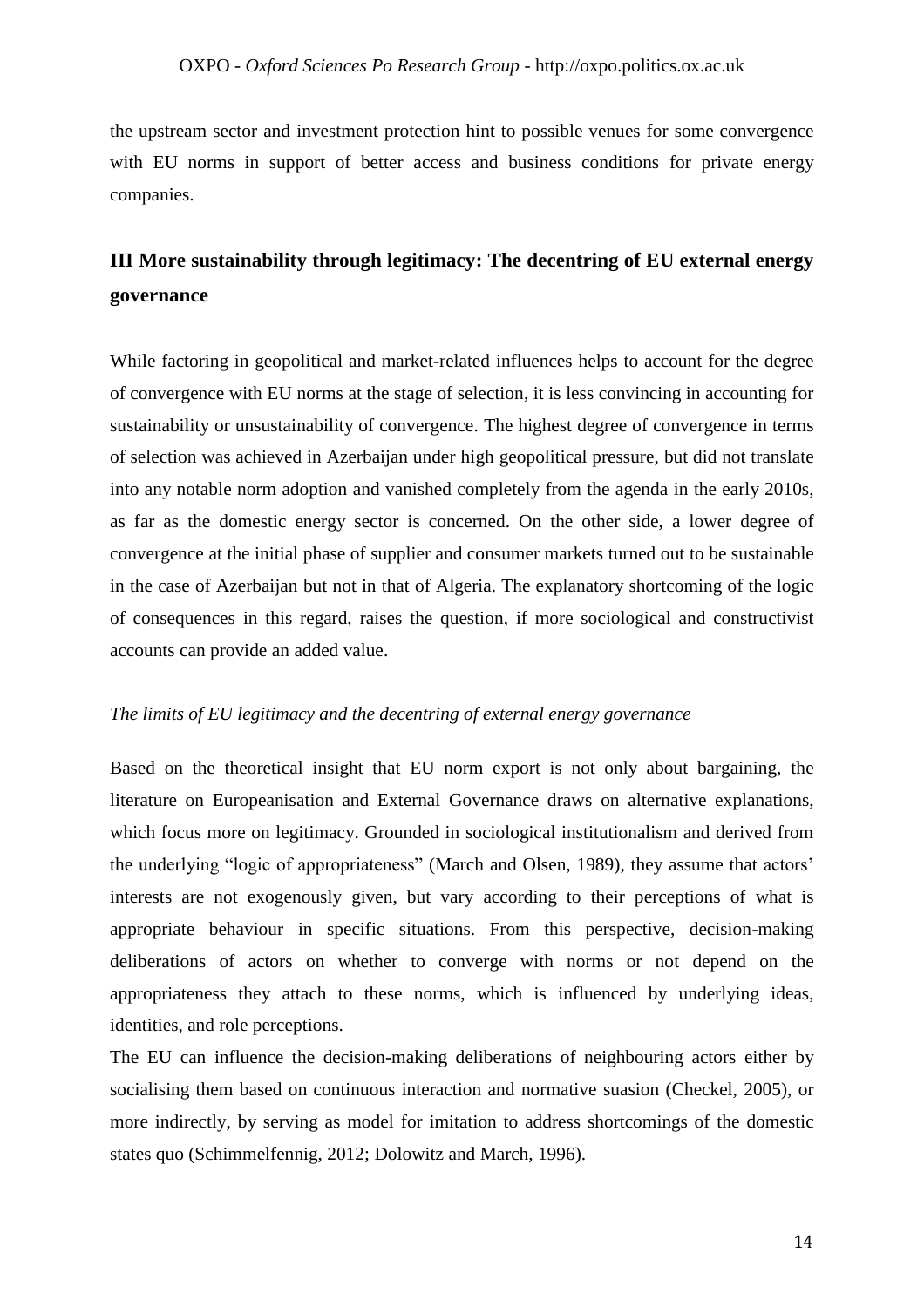the upstream sector and investment protection hint to possible venues for some convergence with EU norms in support of better access and business conditions for private energy companies.

## III More sustainability through legitimacy: The decentring of EU external energy governance

While factoring in geopolitical and market-related influences helps to account for the degree of convergence with EU norms at the stage of selection, it is less convincing in accounting for sustainability or unsustainability of convergence. The highest degree of convergence in terms of selection was achieved in Azerbaijan under high geopolitical pressure, but did not translate into any notable norm adoption and vanished completely from the agenda in the early 2010s, as far as the domestic energy sector is concerned. On the other side, a lower degree of convergence at the initial phase of supplier and consumer markets turned out to be sustainable in the case of Azerbaijan but not in that of Algeria. The explanatory shortcoming of the logic of consequences in this regard, raises the question, if more sociological and constructivist accounts can provide an added value.

*The limits of EU legitimacy and the decentring of external energy governance*

Based on the theoretical insight that EU norm export is not only about bargaining, the literature on Europeanisation and External Governance draws on alternative explanations, which focus more on legitimacy. Grounded in sociological institutionalism and derived from the underlying "logic of appropriateness" (March and Olsen, 1989), they assume that actors' interests are not exogenously given, but vary according to their perceptions of what is appropriate behaviour in specific situations. From this perspective, decision-making deliberations of actors on whether to converge with norms or not depend on the appropriateness they attach to these norms, which is influenced by underlying ideas, identities, and role perceptions.

The EU can influence the decision-making deliberations of neighbouring actors either by socialising them based on continuous interaction and normative suasion (Checkel, 2005), or more indirectly, by serving as model for imitation to address shortcomings of the domestic states quo (Schimmelfennig, 2012; Dolowitz and March, 1996).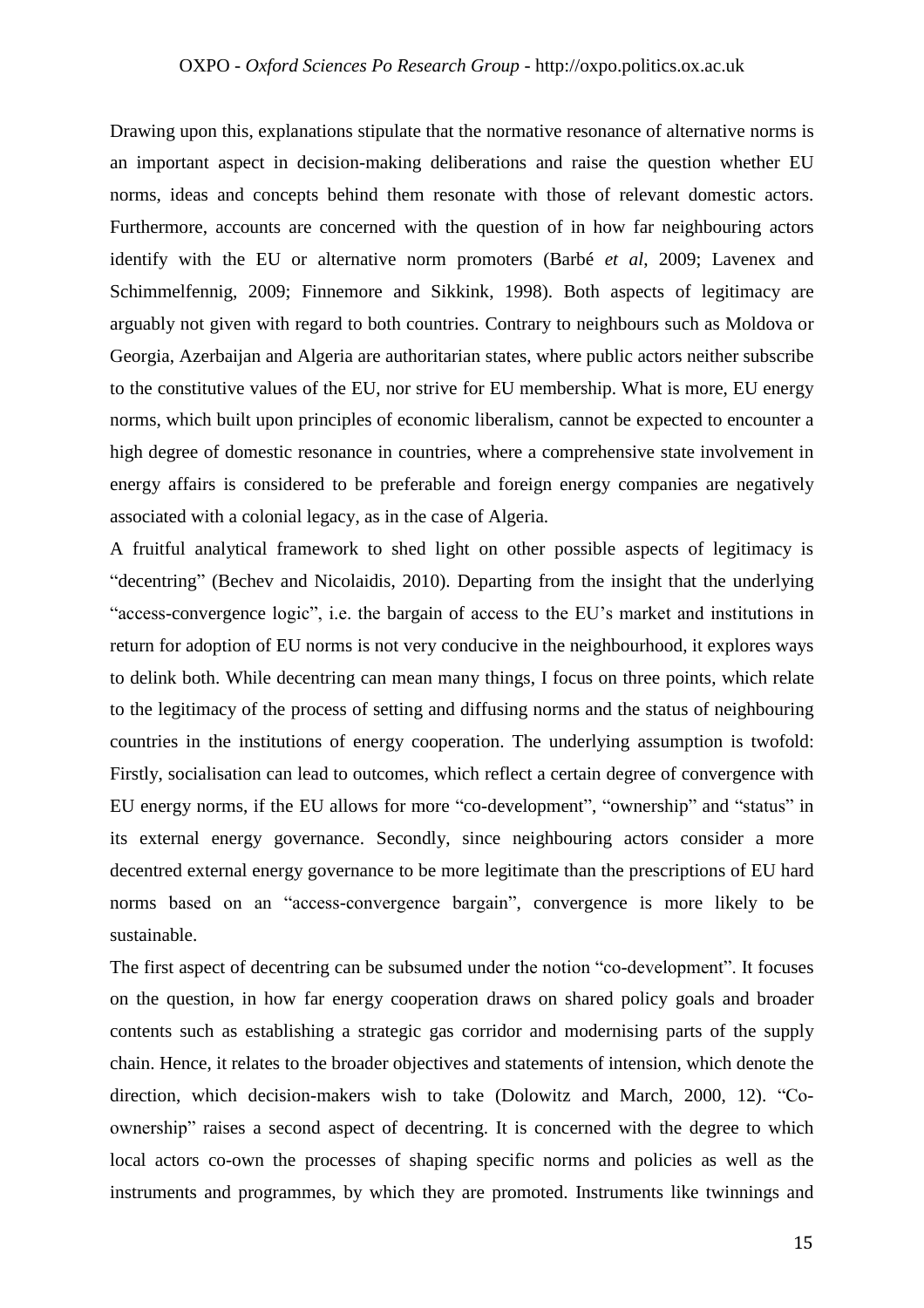Drawing upon this, explanations stipulate that the normative resonance of alternative norms is an important aspect in decision-making deliberations and raise the question whether EU norms, ideas and concepts behind them resonate with those of relevant domestic actors. Furthermore, accounts are concerned with the question of in how far neighbouring actors identify with the EU or alternative norm promoters (Barbé *et al*, 2009; Lavenex and Schimmelfennig, 2009; Finnemore and Sikkink, 1998). Both aspects of legitimacy are arguably not given with regard to both countries. Contrary to neighbours such as Moldova or Georgia, Azerbaijan and Algeria are authoritarian states, where public actors neither subscribe to the constitutive values of the EU, nor strive for EU membership. What is more, EU energy norms, which built upon principles of economic liberalism, cannot be expected to encounter a high degree of domestic resonance in countries, where a comprehensive state involvement in energy affairs is considered to be preferable and foreign energy companies are negatively associated with a colonial legacy, as in the case of Algeria.

A fruitful analytical framework to shed light on other possible aspects of legitimacy is "decentring" (Bechev and Nicolaidis, 2010). Departing from the insight that the underlying "access-convergence logic", i.e. the bargain of access to the EU's market and institutions in return for adoption of EU norms is not very conducive in the neighbourhood, it explores ways to delink both. While decentring can mean many things, I focus on three points, which relate to the legitimacy of the process of setting and diffusing norms and the status of neighbouring countries in the institutions of energy cooperation. The underlying assumption is twofold: Firstly, socialisation can lead to outcomes, which reflect a certain degree of convergence with EU energy norms, if the EU allows for more "co-development", "ownership" and "status" in its external energy governance. Secondly, since neighbouring actors consider a more decentred external energy governance to be more legitimate than the prescriptions of EU hard norms based on an "access-convergence bargain", convergence is more likely to be sustainable.

The first aspect of decentring can be subsumed under the notion "co-development". It focuses on the question, in how far energy cooperation draws on shared policy goals and broader contents such as establishing a strategic gas corridor and modernising parts of the supply chain. Hence, it relates to the broader objectives and statements of intension, which denote the direction, which decision-makers wish to take (Dolowitz and March, 2000, 12). "Co-ownership" raises a second aspect of decentring. It is concerned with the degree to which local actors co-own the processes of shaping specific norms and policies as well as the instruments and programmes, by which they are promoted. Instruments like twinnings and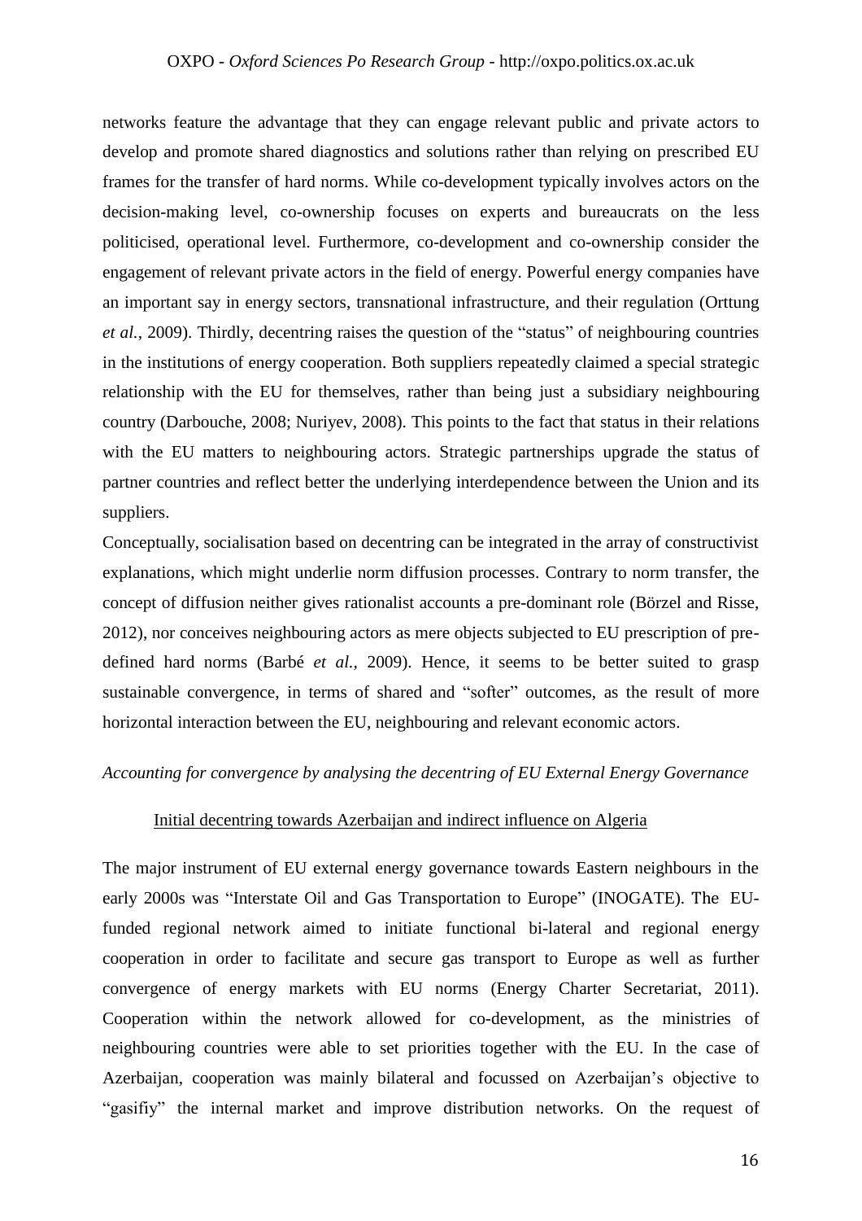networks feature the advantage that they can engage relevant public and private actors to develop and promote shared diagnostics and solutions rather than relying on prescribed EU frames for the transfer of hard norms. While co-development typically involves actors on the decision-making level, co-ownership focuses on experts and bureaucrats on the less politicised, operational level. Furthermore, co-development and co-ownership consider the engagement of relevant private actors in the field of energy. Powerful energy companies have an important say in energy sectors, transnational infrastructure, and their regulation (Orttung *et al.*, 2009). Thirdly, decentring raises the question of the "status" of neighbouring countries in the institutions of energy cooperation. Both suppliers repeatedly claimed a special strategic relationship with the EU for themselves, rather than being just a subsidiary neighbouring country (Darbouche, 2008; Nuriyev, 2008). This points to the fact that status in their relations with the EU matters to neighbouring actors. Strategic partnerships upgrade the status of partner countries and reflect better the underlying interdependence between the Union and its suppliers.

Conceptually, socialisation based on decentring can be integrated in the array of constructivist explanations, which might underlie norm diffusion processes. Contrary to norm transfer, the concept of diffusion neither gives rationalist accounts a pre-dominant role (Börzel and Risse, 2012), nor conceives neighbouring actors as mere objects subjected to EU prescription of pre-defined hard norms (Barbé *et al.,* 2009). Hence, it seems to be better suited to grasp sustainable convergence, in terms of shared and "softer" outcomes, as the result of more horizontal interaction between the EU, neighbouring and relevant economic actors.

*Accounting for convergence by analysing the decentring of EU External Energy Governance*

<u>Initial decentring towards Azerbaijan and indirect influence on Algeria</u>

The major instrument of EU external energy governance towards Eastern neighbours in the early 2000s was "Interstate Oil and Gas Transportation to Europe" (INOGATE). The EU-funded regional network aimed to initiate functional bi-lateral and regional energy cooperation in order to facilitate and secure gas transport to Europe as well as further convergence of energy markets with EU norms (Energy Charter Secretariat, 2011). Cooperation within the network allowed for co-development, as the ministries of neighbouring countries were able to set priorities together with the EU. In the case of Azerbaijan, cooperation was mainly bilateral and focussed on Azerbaijan's objective to "gasifiy" the internal market and improve distribution networks. On the request of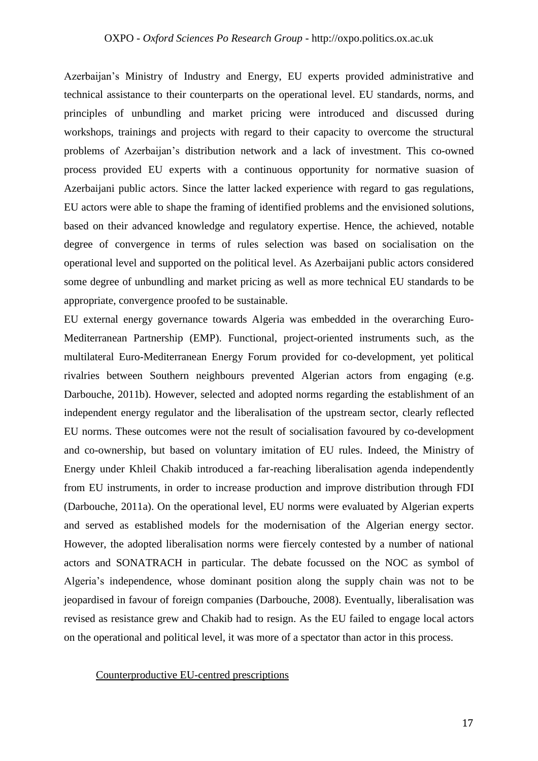Azerbaijan's Ministry of Industry and Energy, EU experts provided administrative and technical assistance to their counterparts on the operational level. EU standards, norms, and principles of unbundling and market pricing were introduced and discussed during workshops, trainings and projects with regard to their capacity to overcome the structural problems of Azerbaijan's distribution network and a lack of investment. This co-owned process provided EU experts with a continuous opportunity for normative suasion of Azerbaijani public actors. Since the latter lacked experience with regard to gas regulations, EU actors were able to shape the framing of identified problems and the envisioned solutions, based on their advanced knowledge and regulatory expertise. Hence, the achieved, notable degree of convergence in terms of rules selection was based on socialisation on the operational level and supported on the political level. As Azerbaijani public actors considered some degree of unbundling and market pricing as well as more technical EU standards to be appropriate, convergence proofed to be sustainable.

EU external energy governance towards Algeria was embedded in the overarching Euro-Mediterranean Partnership (EMP). Functional, project-oriented instruments such, as the multilateral Euro-Mediterranean Energy Forum provided for co-development, yet political rivalries between Southern neighbours prevented Algerian actors from engaging (e.g. Darbouche, 2011b). However, selected and adopted norms regarding the establishment of an independent energy regulator and the liberalisation of the upstream sector, clearly reflected EU norms. These outcomes were not the result of socialisation favoured by co-development and co-ownership, but based on voluntary imitation of EU rules. Indeed, the Ministry of Energy under Khleil Chakib introduced a far-reaching liberalisation agenda independently from EU instruments, in order to increase production and improve distribution through FDI (Darbouche, 2011a). On the operational level, EU norms were evaluated by Algerian experts and served as established models for the modernisation of the Algerian energy sector. However, the adopted liberalisation norms were fiercely contested by a number of national actors and SONATRACH in particular. The debate focussed on the NOC as symbol of Algeria's independence, whose dominant position along the supply chain was not to be jeopardised in favour of foreign companies (Darbouche, 2008). Eventually, liberalisation was revised as resistance grew and Chakib had to resign. As the EU failed to engage local actors on the operational and political level, it was more of a spectator than actor in this process.

### Counterproductive EU-centred prescriptions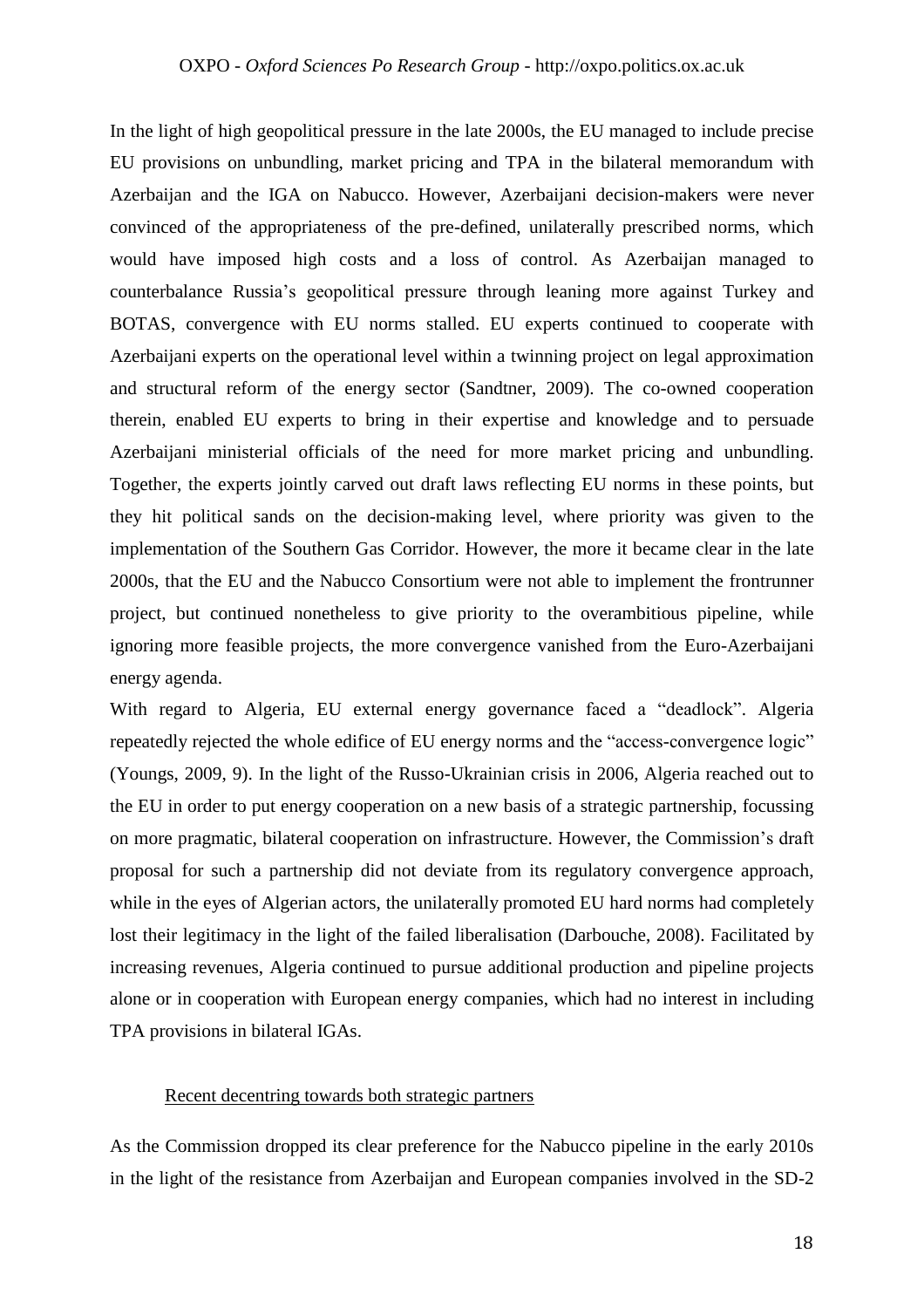In the light of high geopolitical pressure in the late 2000s, the EU managed to include precise EU provisions on unbundling, market pricing and TPA in the bilateral memorandum with Azerbaijan and the IGA on Nabucco. However, Azerbaijani decision-makers were never convinced of the appropriateness of the pre-defined, unilaterally prescribed norms, which would have imposed high costs and a loss of control. As Azerbaijan managed to counterbalance Russia's geopolitical pressure through leaning more against Turkey and BOTAS, convergence with EU norms stalled. EU experts continued to cooperate with Azerbaijani experts on the operational level within a twinning project on legal approximation and structural reform of the energy sector (Sandtner, 2009). The co-owned cooperation therein, enabled EU experts to bring in their expertise and knowledge and to persuade Azerbaijani ministerial officials of the need for more market pricing and unbundling. Together, the experts jointly carved out draft laws reflecting EU norms in these points, but they hit political sands on the decision-making level, where priority was given to the implementation of the Southern Gas Corridor. However, the more it became clear in the late 2000s, that the EU and the Nabucco Consortium were not able to implement the frontrunner project, but continued nonetheless to give priority to the overambitious pipeline, while ignoring more feasible projects, the more convergence vanished from the Euro-Azerbaijani energy agenda.

With regard to Algeria, EU external energy governance faced a "deadlock". Algeria repeatedly rejected the whole edifice of EU energy norms and the "access-convergence logic" (Youngs, 2009, 9). In the light of the Russo-Ukrainian crisis in 2006, Algeria reached out to the EU in order to put energy cooperation on a new basis of a strategic partnership, focussing on more pragmatic, bilateral cooperation on infrastructure. However, the Commission's draft proposal for such a partnership did not deviate from its regulatory convergence approach, while in the eyes of Algerian actors, the unilaterally promoted EU hard norms had completely lost their legitimacy in the light of the failed liberalisation (Darbouche, 2008). Facilitated by increasing revenues, Algeria continued to pursue additional production and pipeline projects alone or in cooperation with European energy companies, which had no interest in including TPA provisions in bilateral IGAs.

### Recent decentring towards both strategic partners

As the Commission dropped its clear preference for the Nabucco pipeline in the early 2010s in the light of the resistance from Azerbaijan and European companies involved in the SD-2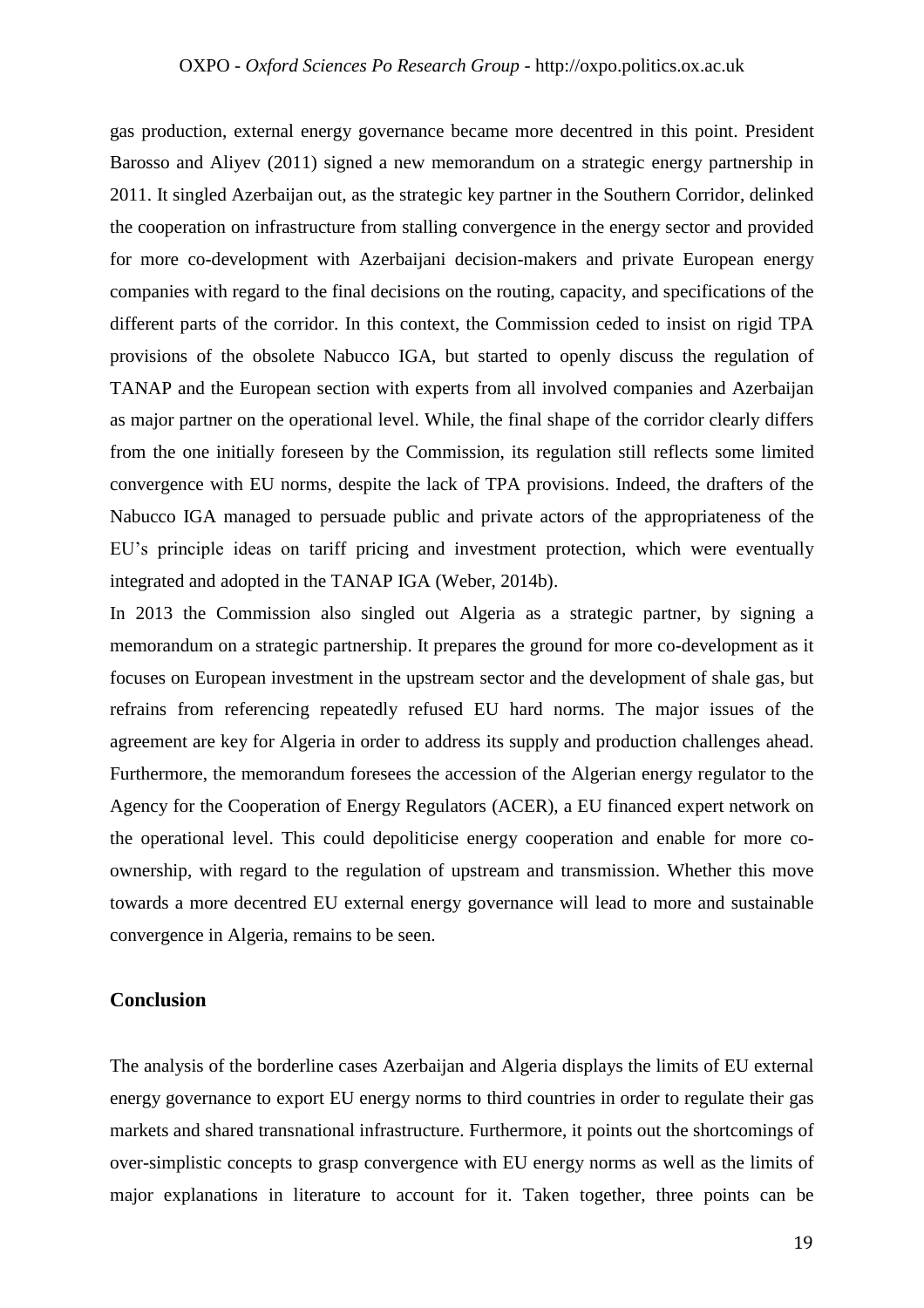gas production, external energy governance became more decentred in this point. President Barosso and Aliyev (2011) signed a new memorandum on a strategic energy partnership in 2011. It singled Azerbaijan out, as the strategic key partner in the Southern Corridor, delinked the cooperation on infrastructure from stalling convergence in the energy sector and provided for more co-development with Azerbaijani decision-makers and private European energy companies with regard to the final decisions on the routing, capacity, and specifications of the different parts of the corridor. In this context, the Commission ceded to insist on rigid TPA provisions of the obsolete Nabucco IGA, but started to openly discuss the regulation of TANAP and the European section with experts from all involved companies and Azerbaijan as major partner on the operational level. While, the final shape of the corridor clearly differs from the one initially foreseen by the Commission, its regulation still reflects some limited convergence with EU norms, despite the lack of TPA provisions. Indeed, the drafters of the Nabucco IGA managed to persuade public and private actors of the appropriateness of the EU's principle ideas on tariff pricing and investment protection, which were eventually integrated and adopted in the TANAP IGA (Weber, 2014b).

In 2013 the Commission also singled out Algeria as a strategic partner, by signing a memorandum on a strategic partnership. It prepares the ground for more co-development as it focuses on European investment in the upstream sector and the development of shale gas, but refrains from referencing repeatedly refused EU hard norms. The major issues of the agreement are key for Algeria in order to address its supply and production challenges ahead. Furthermore, the memorandum foresees the accession of the Algerian energy regulator to the Agency for the Cooperation of Energy Regulators (ACER), a EU financed expert network on the operational level. This could depoliticise energy cooperation and enable for more co-ownership, with regard to the regulation of upstream and transmission. Whether this move towards a more decentred EU external energy governance will lead to more and sustainable convergence in Algeria, remains to be seen.

## Conclusion

The analysis of the borderline cases Azerbaijan and Algeria displays the limits of EU external energy governance to export EU energy norms to third countries in order to regulate their gas markets and shared transnational infrastructure. Furthermore, it points out the shortcomings of over-simplistic concepts to grasp convergence with EU energy norms as well as the limits of major explanations in literature to account for it. Taken together, three points can be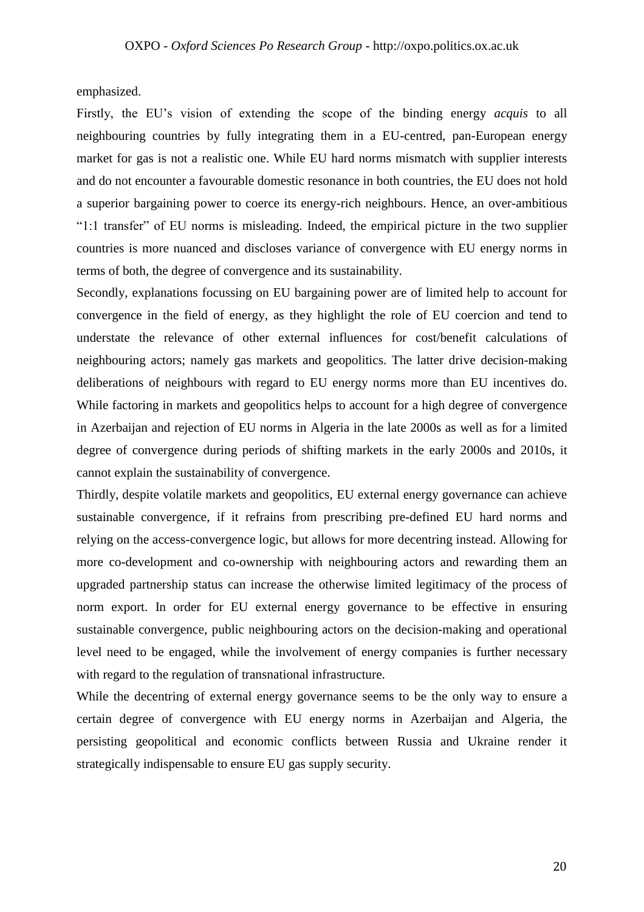emphasized.

Firstly, the EU's vision of extending the scope of the binding energy *acquis* to all neighbouring countries by fully integrating them in a EU-centred, pan-European energy market for gas is not a realistic one. While EU hard norms mismatch with supplier interests and do not encounter a favourable domestic resonance in both countries, the EU does not hold a superior bargaining power to coerce its energy-rich neighbours. Hence, an over-ambitious "1:1 transfer" of EU norms is misleading. Indeed, the empirical picture in the two supplier countries is more nuanced and discloses variance of convergence with EU energy norms in terms of both, the degree of convergence and its sustainability.

Secondly, explanations focussing on EU bargaining power are of limited help to account for convergence in the field of energy, as they highlight the role of EU coercion and tend to understate the relevance of other external influences for cost/benefit calculations of neighbouring actors; namely gas markets and geopolitics. The latter drive decision-making deliberations of neighbours with regard to EU energy norms more than EU incentives do. While factoring in markets and geopolitics helps to account for a high degree of convergence in Azerbaijan and rejection of EU norms in Algeria in the late 2000s as well as for a limited degree of convergence during periods of shifting markets in the early 2000s and 2010s, it cannot explain the sustainability of convergence.

Thirdly, despite volatile markets and geopolitics, EU external energy governance can achieve sustainable convergence, if it refrains from prescribing pre-defined EU hard norms and relying on the access-convergence logic, but allows for more decentring instead. Allowing for more co-development and co-ownership with neighbouring actors and rewarding them an upgraded partnership status can increase the otherwise limited legitimacy of the process of norm export. In order for EU external energy governance to be effective in ensuring sustainable convergence, public neighbouring actors on the decision-making and operational level need to be engaged, while the involvement of energy companies is further necessary with regard to the regulation of transnational infrastructure.

While the decentring of external energy governance seems to be the only way to ensure a certain degree of convergence with EU energy norms in Azerbaijan and Algeria, the persisting geopolitical and economic conflicts between Russia and Ukraine render it strategically indispensable to ensure EU gas supply security.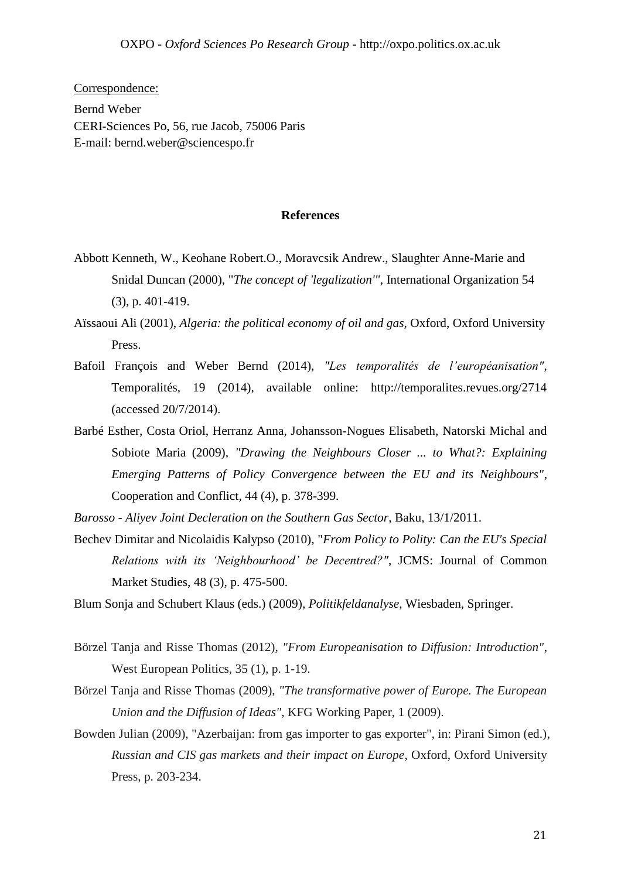Correspondence:

Bernd Weber
CERI-Sciences Po, 56, rue Jacob, 75006 Paris
E-mail: bernd.weber@sciencespo.fr

**References**

Abbott Kenneth, W., Keohane Robert.O., Moravcsik Andrew., Slaughter Anne-Marie and Snidal Duncan (2000), "*The concept of 'legalization'*", International Organization 54 (3), p. 401-419.

Aïssaoui Ali (2001), *Algeria: the political economy of oil and gas*, Oxford, Oxford University Press.

Bafoil François and Weber Bernd (2014), *"Les temporalités de l'européanisation"*, Temporalités, 19 (2014), available online: http://temporalites.revues.org/2714 (accessed 20/7/2014).

Barbé Esther, Costa Oriol, Herranz Anna, Johansson-Nogues Elisabeth, Natorski Michal and Sobiote Maria (2009), *"Drawing the Neighbours Closer ... to What?: Explaining Emerging Patterns of Policy Convergence between the EU and its Neighbours"*, Cooperation and Conflict, 44 (4), p. 378-399.

*Barosso - Aliyev Joint Decleration on the Southern Gas Sector*, Baku, 13/1/2011.

Bechev Dimitar and Nicolaidis Kalypso (2010), "*From Policy to Polity: Can the EU's Special Relations with its 'Neighbourhood' be Decentred?"*, JCMS: Journal of Common Market Studies, 48 (3), p. 475-500.

Blum Sonja and Schubert Klaus (eds.) (2009), *Politikfeldanalyse*, Wiesbaden, Springer.

Börzel Tanja and Risse Thomas (2012), *"From Europeanisation to Diffusion: Introduction"*, West European Politics, 35 (1), p. 1-19.

Börzel Tanja and Risse Thomas (2009), *"The transformative power of Europe. The European Union and the Diffusion of Ideas"*, KFG Working Paper, 1 (2009).

Bowden Julian (2009), "Azerbaijan: from gas importer to gas exporter", in: Pirani Simon (ed.), *Russian and CIS gas markets and their impact on Europe*, Oxford, Oxford University Press, p. 203-234.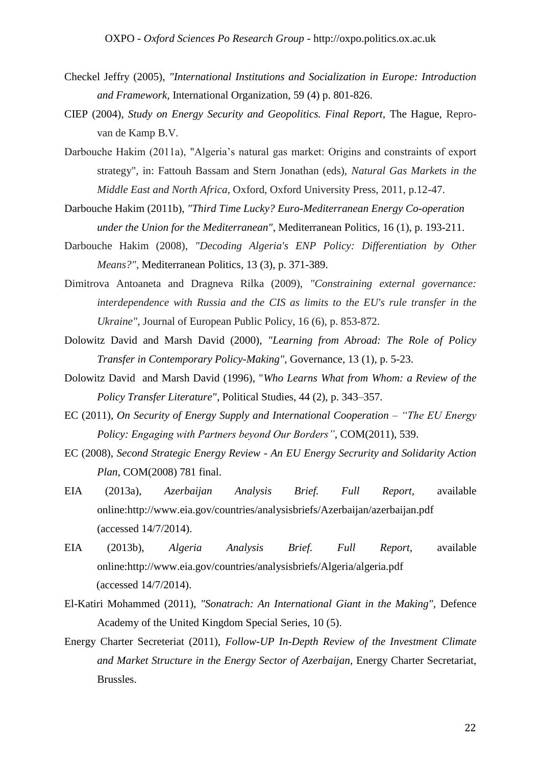Checkel Jeffry (2005), *"International Institutions and Socialization in Europe: Introduction and Framework*, International Organization, 59 (4) p. 801-826.

CIEP (2004), *Study on Energy Security and Geopolitics. Final Report*, The Hague, Repro-van de Kamp B.V.

Darbouche Hakim (2011a), "Algeria's natural gas market: Origins and constraints of export strategy", in: Fattouh Bassam and Stern Jonathan (eds), *Natural Gas Markets in the Middle East and North Africa*, Oxford, Oxford University Press, 2011, p.12-47.

Darbouche Hakim (2011b), *"Third Time Lucky? Euro-Mediterranean Energy Co-operation under the Union for the Mediterranean"*, Mediterranean Politics, 16 (1), p. 193-211.

Darbouche Hakim (2008), *"Decoding Algeria's ENP Policy: Differentiation by Other Means?"*, Mediterranean Politics, 13 (3), p. 371-389.

Dimitrova Antoaneta and Dragneva Rilka (2009), *"Constraining external governance: interdependence with Russia and the CIS as limits to the EU's rule transfer in the Ukraine"*, Journal of European Public Policy, 16 (6), p. 853-872.

Dolowitz David and Marsh David (2000), *"Learning from Abroad: The Role of Policy Transfer in Contemporary Policy-Making"*, Governance, 13 (1), p. 5-23.

Dolowitz David and Marsh David (1996), "*Who Learns What from Whom: a Review of the Policy Transfer Literature"*, Political Studies, 44 (2), p. 343–357.

EC (2011), *On Security of Energy Supply and International Cooperation – "The EU Energy Policy: Engaging with Partners beyond Our Borders"*, COM(2011), 539.

EC (2008), *Second Strategic Energy Review - An EU Energy Secrurity and Solidarity Action Plan*, COM(2008) 781 final.

EIA (2013a), *Azerbaijan Analysis Brief. Full Report*, available online:http://www.eia.gov/countries/analysisbriefs/Azerbaijan/azerbaijan.pdf (accessed 14/7/2014).

EIA (2013b), *Algeria Analysis Brief. Full Report*, available online:http://www.eia.gov/countries/analysisbriefs/Algeria/algeria.pdf (accessed 14/7/2014).

El-Katiri Mohammed (2011), *"Sonatrach: An International Giant in the Making"*, Defence Academy of the United Kingdom Special Series, 10 (5).

Energy Charter Secreteriat (2011), *Follow-UP In-Depth Review of the Investment Climate and Market Structure in the Energy Sector of Azerbaijan*, Energy Charter Secretariat, Brussles.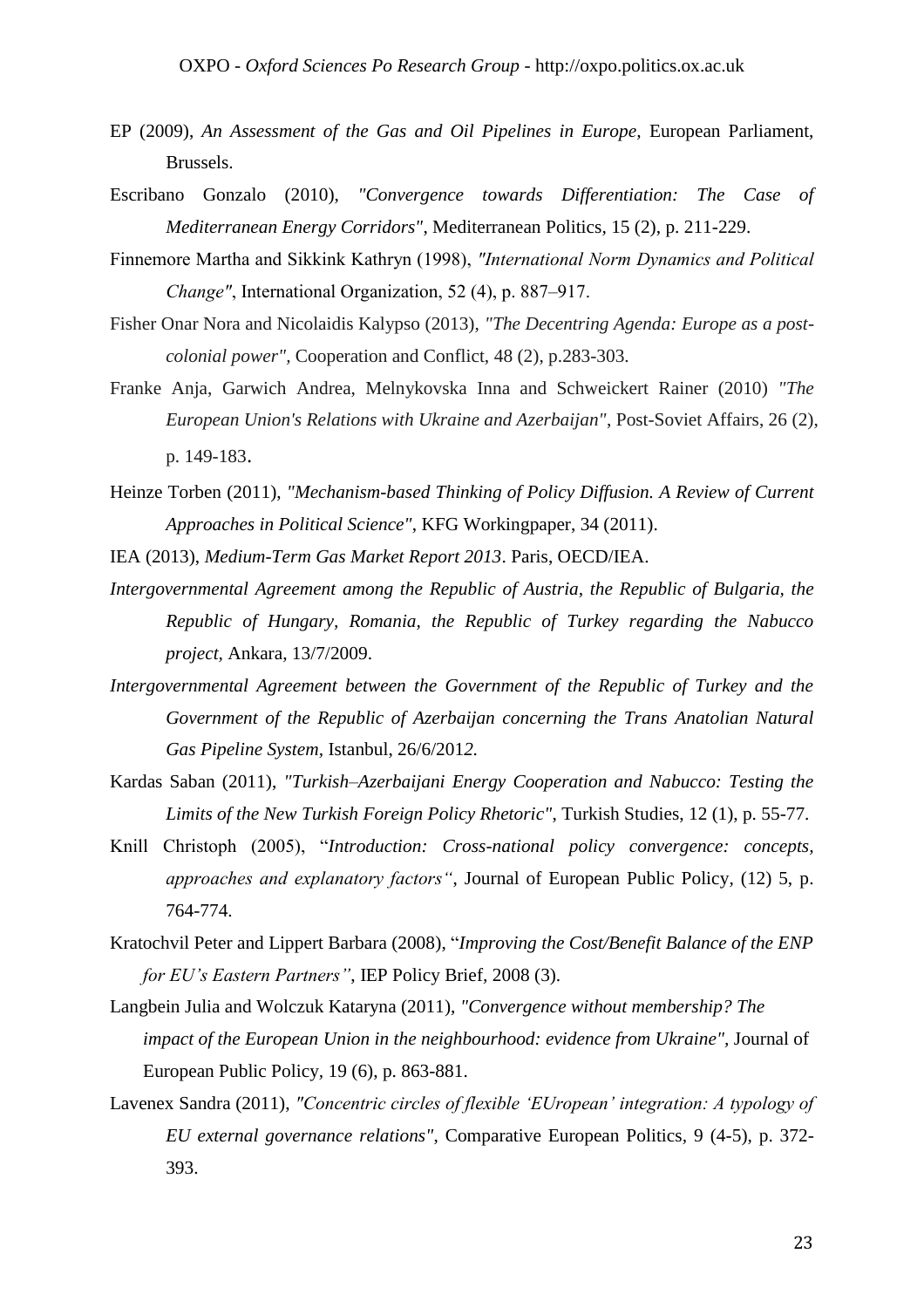EP (2009), *An Assessment of the Gas and Oil Pipelines in Europe*, European Parliament, Brussels.

Escribano Gonzalo (2010), *"Convergence towards Differentiation: The Case of Mediterranean Energy Corridors"*, Mediterranean Politics, 15 (2), p. 211-229.

Finnemore Martha and Sikkink Kathryn (1998), *"International Norm Dynamics and Political Change"*, International Organization, 52 (4), p. 887–917.

Fisher Onar Nora and Nicolaidis Kalypso (2013), *"The Decentring Agenda: Europe as a post-colonial power"*, Cooperation and Conflict, 48 (2), p.283-303.

Franke Anja, Garwich Andrea, Melnykovska Inna and Schweickert Rainer (2010) *"The European Union's Relations with Ukraine and Azerbaijan"*, Post-Soviet Affairs, 26 (2), p. 149-183.

Heinze Torben (2011), *"Mechanism-based Thinking of Policy Diffusion. A Review of Current Approaches in Political Science"*, KFG Workingpaper, 34 (2011).

IEA (2013), *Medium-Term Gas Market Report 2013*. Paris, OECD/IEA.

*Intergovernmental Agreement among the Republic of Austria, the Republic of Bulgaria, the Republic of Hungary, Romania, the Republic of Turkey regarding the Nabucco project*, Ankara, 13/7/2009.

*Intergovernmental Agreement between the Government of the Republic of Turkey and the Government of the Republic of Azerbaijan concerning the Trans Anatolian Natural Gas Pipeline System*, Istanbul, 26/6/2012.

Kardas Saban (2011), *"Turkish–Azerbaijani Energy Cooperation and Nabucco: Testing the Limits of the New Turkish Foreign Policy Rhetoric"*, Turkish Studies, 12 (1), p. 55-77.

Knill Christoph (2005), "*Introduction: Cross-national policy convergence: concepts, approaches and explanatory factors"*, Journal of European Public Policy, (12) 5, p. 764-774.

Kratochvil Peter and Lippert Barbara (2008), "*Improving the Cost/Benefit Balance of the ENP for EU's Eastern Partners"*, IEP Policy Brief, 2008 (3).

Langbein Julia and Wolczuk Kataryna (2011), *"Convergence without membership? The impact of the European Union in the neighbourhood: evidence from Ukraine"*, Journal of European Public Policy, 19 (6), p. 863-881.

Lavenex Sandra (2011), *"Concentric circles of flexible 'EUropean' integration: A typology of EU external governance relations"*, Comparative European Politics, 9 (4-5), p. 372-393.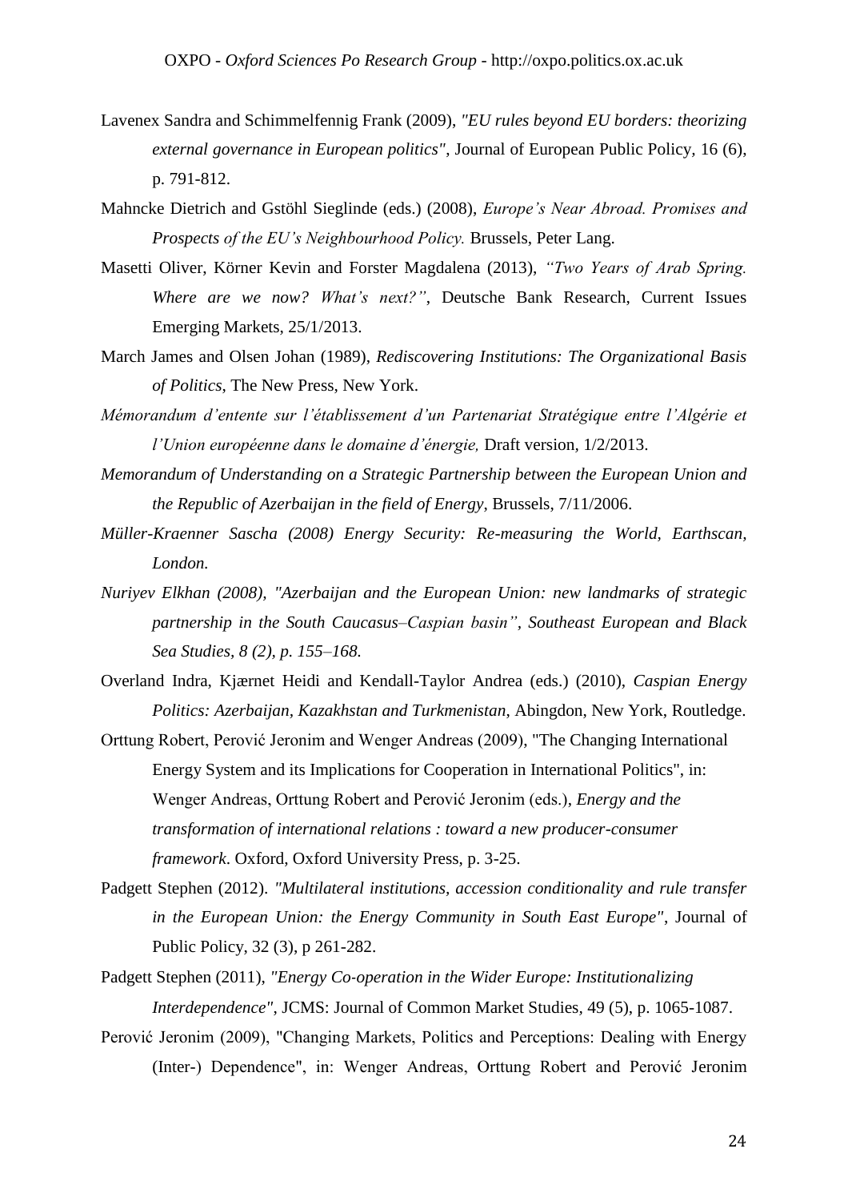Lavenex Sandra and Schimmelfennig Frank (2009), *"EU rules beyond EU borders: theorizing external governance in European politics"*, Journal of European Public Policy, 16 (6), p. 791-812.

Mahncke Dietrich and Gstöhl Sieglinde (eds.) (2008), *Europe's Near Abroad. Promises and Prospects of the EU's Neighbourhood Policy.* Brussels, Peter Lang.

Masetti Oliver, Körner Kevin and Forster Magdalena (2013), *"Two Years of Arab Spring. Where are we now? What's next?"*, Deutsche Bank Research, Current Issues Emerging Markets, 25/1/2013.

March James and Olsen Johan (1989), *Rediscovering Institutions: The Organizational Basis of Politics*, The New Press, New York.

*Mémorandum d'entente sur l'établissement d'un Partenariat Stratégique entre l'Algérie et l'Union européenne dans le domaine d'énergie,* Draft version, 1/2/2013.

*Memorandum of Understanding on a Strategic Partnership between the European Union and the Republic of Azerbaijan in the field of Energy*, Brussels, 7/11/2006.

*Müller-Kraenner Sascha (2008) Energy Security: Re-measuring the World, Earthscan, London.*

*Nuriyev Elkhan (2008), "Azerbaijan and the European Union: new landmarks of strategic partnership in the South Caucasus–Caspian basin", Southeast European and Black Sea Studies, 8 (2), p. 155–168.*

Overland Indra, Kjærnet Heidi and Kendall-Taylor Andrea (eds.) (2010), *Caspian Energy Politics: Azerbaijan, Kazakhstan and Turkmenistan*, Abingdon, New York, Routledge.

Orttung Robert, Perović Jeronim and Wenger Andreas (2009), "The Changing International Energy System and its Implications for Cooperation in International Politics", in: Wenger Andreas, Orttung Robert and Perović Jeronim (eds.), *Energy and the transformation of international relations : toward a new producer-consumer framework*. Oxford, Oxford University Press, p. 3-25.

Padgett Stephen (2012). *"Multilateral institutions, accession conditionality and rule transfer in the European Union: the Energy Community in South East Europe"*, Journal of Public Policy, 32 (3), p 261-282.

Padgett Stephen (2011), *"Energy Co-operation in the Wider Europe: Institutionalizing Interdependence"*, JCMS: Journal of Common Market Studies, 49 (5), p. 1065-1087.

Perović Jeronim (2009), "Changing Markets, Politics and Perceptions: Dealing with Energy (Inter-) Dependence", in: Wenger Andreas, Orttung Robert and Perović Jeronim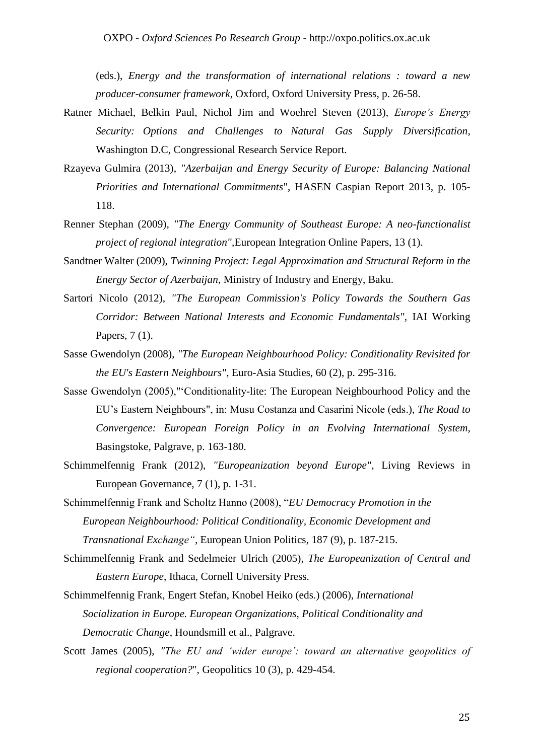(eds.), *Energy and the transformation of international relations : toward a new producer-consumer framework*, Oxford, Oxford University Press, p. 26-58.

Ratner Michael, Belkin Paul, Nichol Jim and Woehrel Steven (2013), *Europe's Energy Security: Options and Challenges to Natural Gas Supply Diversification*, Washington D.C, Congressional Research Service Report.

Rzayeva Gulmira (2013), *"Azerbaijan and Energy Security of Europe: Balancing National Priorities and International Commitments*", HASEN Caspian Report 2013, p. 105-118.

Renner Stephan (2009), *"The Energy Community of Southeast Europe: A neo-functionalist project of regional integration"*,European Integration Online Papers, 13 (1).

Sandtner Walter (2009), *Twinning Project: Legal Approximation and Structural Reform in the Energy Sector of Azerbaijan*, Ministry of Industry and Energy, Baku.

Sartori Nicolo (2012), *"The European Commission's Policy Towards the Southern Gas Corridor: Between National Interests and Economic Fundamentals"*, IAI Working Papers, 7 (1).

Sasse Gwendolyn (2008), *"The European Neighbourhood Policy: Conditionality Revisited for the EU's Eastern Neighbours"*, Euro-Asia Studies, 60 (2), p. 295-316.

Sasse Gwendolyn (2005),"'Conditionality-lite: The European Neighbourhood Policy and the EU's Eastern Neighbours", in: Musu Costanza and Casarini Nicole (eds.), *The Road to Convergence: European Foreign Policy in an Evolving International System*, Basingstoke, Palgrave, p. 163-180.

Schimmelfennig Frank (2012), *"Europeanization beyond Europe"*, Living Reviews in European Governance, 7 (1), p. 1-31.

Schimmelfennig Frank and Scholtz Hanno (2008), "*EU Democracy Promotion in the European Neighbourhood: Political Conditionality, Economic Development and Transnational Exchange"*, European Union Politics, 187 (9), p. 187-215.

Schimmelfennig Frank and Sedelmeier Ulrich (2005), *The Europeanization of Central and Eastern Europe*, Ithaca, Cornell University Press.

Schimmelfennig Frank, Engert Stefan, Knobel Heiko (eds.) (2006), *International Socialization in Europe. European Organizations, Political Conditionality and Democratic Change*, Houndsmill et al., Palgrave.

Scott James (2005), *"The EU and 'wider europe': toward an alternative geopolitics of regional cooperation?*", Geopolitics 10 (3), p. 429-454.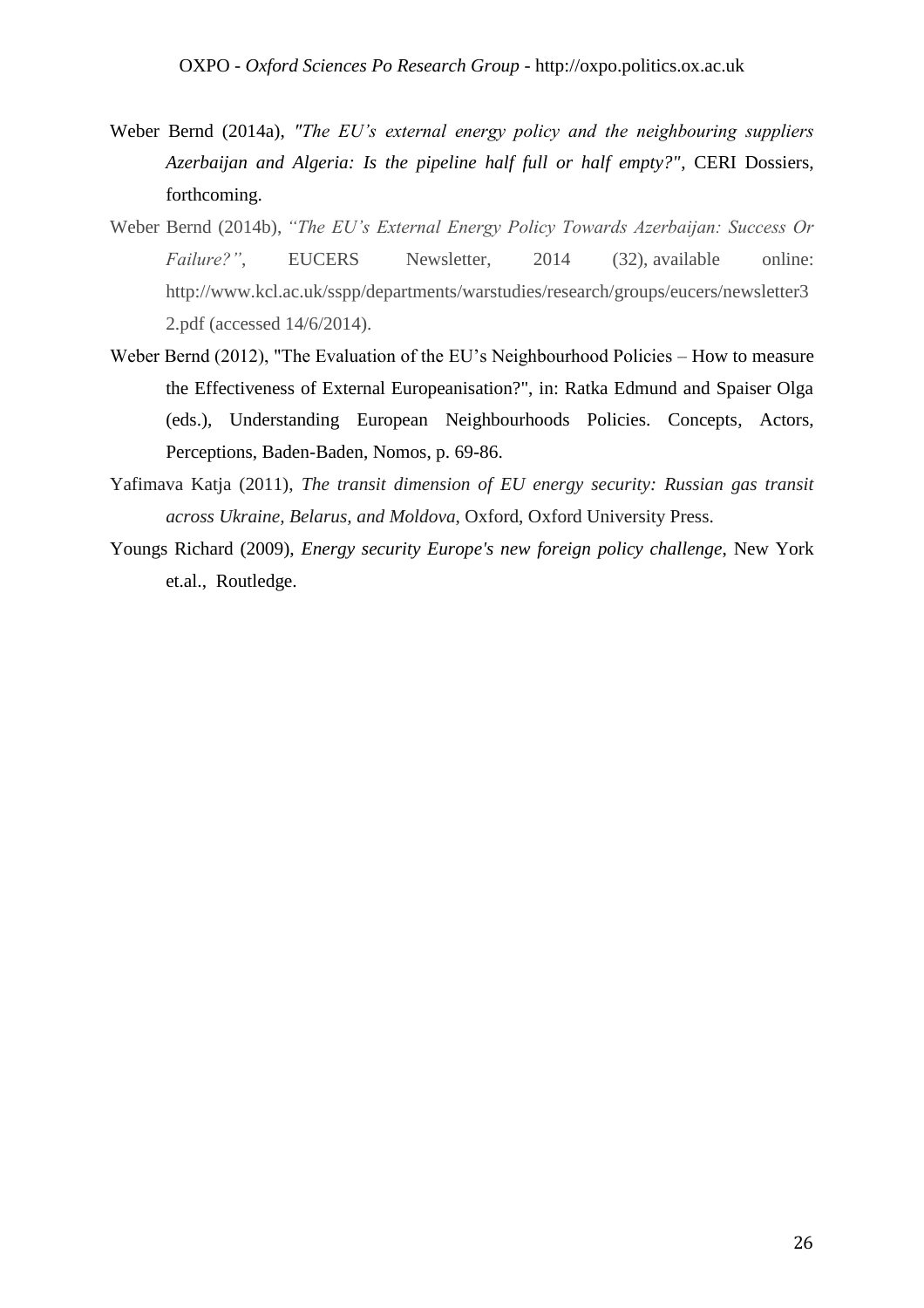Weber Bernd (2014a), *"The EU's external energy policy and the neighbouring suppliers Azerbaijan and Algeria: Is the pipeline half full or half empty?"*, CERI Dossiers, forthcoming.

Weber Bernd (2014b), *"The EU's External Energy Policy Towards Azerbaijan: Success Or Failure?"*, EUCERS Newsletter, 2014 (32), available online: http://www.kcl.ac.uk/sspp/departments/warstudies/research/groups/eucers/newsletter32.pdf (accessed 14/6/2014).

Weber Bernd (2012), "The Evaluation of the EU's Neighbourhood Policies – How to measure the Effectiveness of External Europeanisation?", in: Ratka Edmund and Spaiser Olga (eds.), Understanding European Neighbourhoods Policies. Concepts, Actors, Perceptions, Baden-Baden, Nomos, p. 69-86.

Yafimava Katja (2011), *The transit dimension of EU energy security: Russian gas transit across Ukraine, Belarus, and Moldova*, Oxford, Oxford University Press.

Youngs Richard (2009), *Energy security Europe's new foreign policy challenge*, New York et.al., Routledge.